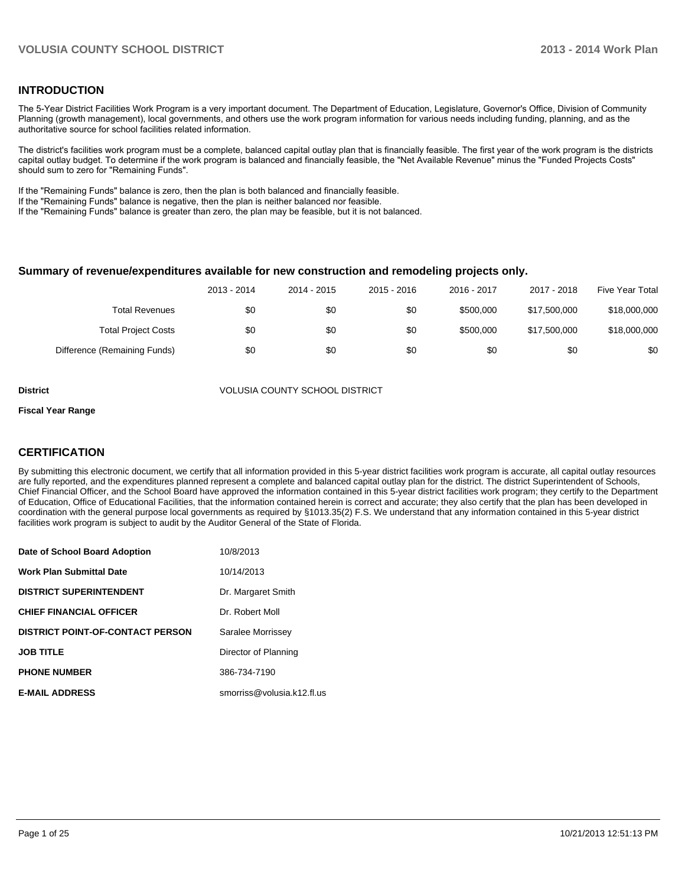## INTRODUCTION

The 5-Year District Facilities Work Program is a very important document. The Department of Education, Legislature, Governor's Office, Division of Community Planning (growth management), local governments, and others use the work program information for various needs including funding, planning, and as the authoritative source for school facilities related information.

The district's facilities work program must be a complete, balanced capital outlay plan that is financially feasible. The first year of the work program is the districts capital outlay budget. To determine if the work program is balanced and financially feasible, the "Net Available Revenue" minus the "Funded Projects Costs" should sum to zero for "Remaining Funds".

If the "Remaining Funds" balance is zero, then the plan is both balanced and financially feasible.
If the "Remaining Funds" balance is negative, then the plan is neither balanced nor feasible.
If the "Remaining Funds" balance is greater than zero, the plan may be feasible, but it is not balanced.

### Summary of revenue/expenditures available for new construction and remodeling projects only.

| | 2013 - 2014 | 2014 - 2015 | 2015 - 2016 | 2016 - 2017 | 2017 - 2018 | Five Year Total |
|---|---|---|---|---|---|---|
| Total Revenues | $0 | $0 | $0 | $500,000 | $17,500,000 | $18,000,000 |
| Total Project Costs | $0 | $0 | $0 | $500,000 | $17,500,000 | $18,000,000 |
| Difference (Remaining Funds) | $0 | $0 | $0 | $0 | $0 | $0 |

| | |
|---|---|
| **District** | VOLUSIA COUNTY SCHOOL DISTRICT |
| **Fiscal Year Range** | |

## CERTIFICATION

By submitting this electronic document, we certify that all information provided in this 5-year district facilities work program is accurate, all capital outlay resources are fully reported, and the expenditures planned represent a complete and balanced capital outlay plan for the district. The district Superintendent of Schools, Chief Financial Officer, and the School Board have approved the information contained in this 5-year district facilities work program; they certify to the Department of Education, Office of Educational Facilities, that the information contained herein is correct and accurate; they also certify that the plan has been developed in coordination with the general purpose local governments as required by §1013.35(2) F.S. We understand that any information contained in this 5-year district facilities work program is subject to audit by the Auditor General of the State of Florida.

| | |
|---|---|
| **Date of School Board Adoption** | 10/8/2013 |
| **Work Plan Submittal Date** | 10/14/2013 |
| **DISTRICT SUPERINTENDENT** | Dr. Margaret Smith |
| **CHIEF FINANCIAL OFFICER** | Dr. Robert Moll |
| **DISTRICT POINT-OF-CONTACT PERSON** | Saralee Morrissey |
| **JOB TITLE** | Director of Planning |
| **PHONE NUMBER** | 386-734-7190 |
| **E-MAIL ADDRESS** | smorriss@volusia.k12.fl.us |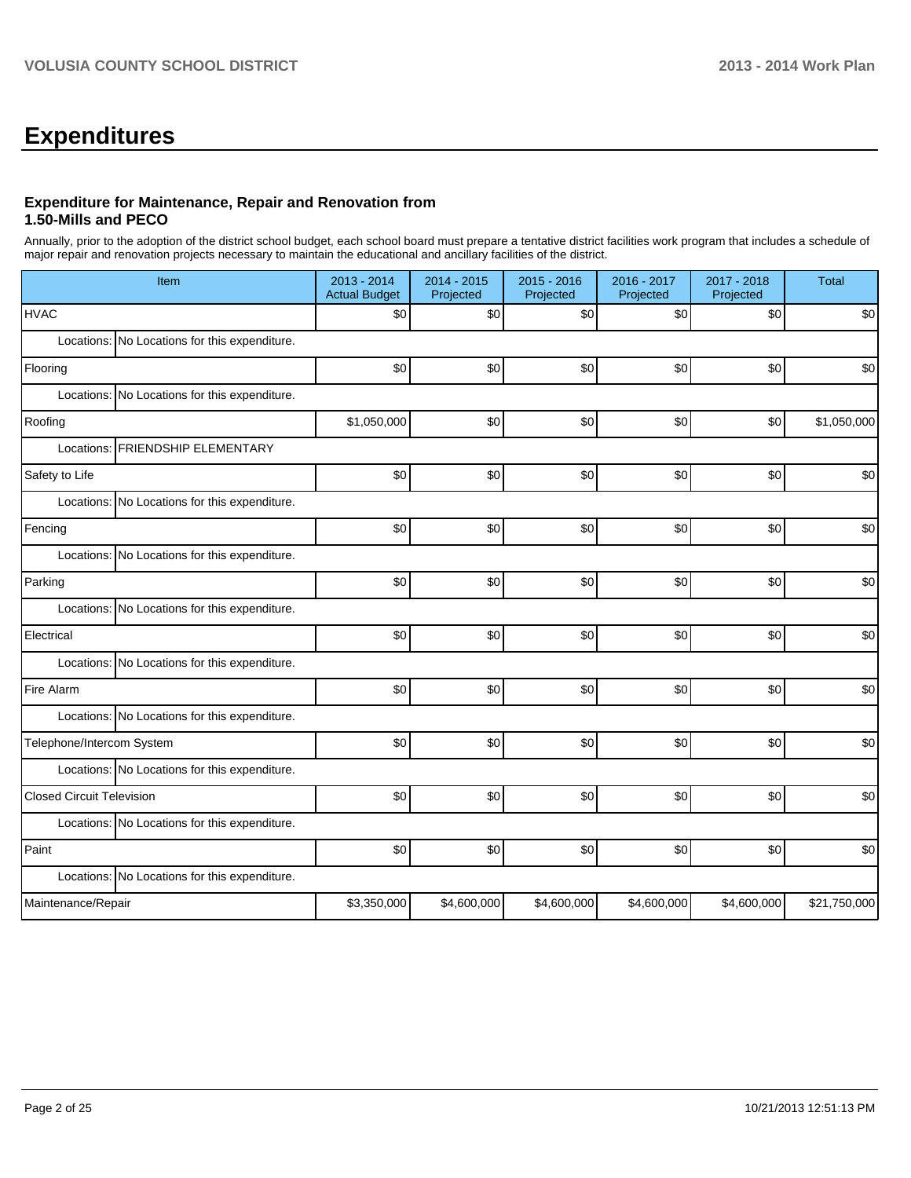# Expenditures

### Expenditure for Maintenance, Repair and Renovation from 1.50-Mills and PECO

Annually, prior to the adoption of the district school budget, each school board must prepare a tentative district facilities work program that includes a schedule of major repair and renovation projects necessary to maintain the educational and ancillary facilities of the district.

| Item | 2013 - 2014 Actual Budget | 2014 - 2015 Projected | 2015 - 2016 Projected | 2016 - 2017 Projected | 2017 - 2018 Projected | Total |
|---|---|---|---|---|---|---|
| HVAC | $0 | $0 | $0 | $0 | $0 | $0 |
| Locations: No Locations for this expenditure. | | | | | | |
| Flooring | $0 | $0 | $0 | $0 | $0 | $0 |
| Locations: No Locations for this expenditure. | | | | | | |
| Roofing | $1,050,000 | $0 | $0 | $0 | $0 | $1,050,000 |
| Locations: FRIENDSHIP ELEMENTARY | | | | | | |
| Safety to Life | $0 | $0 | $0 | $0 | $0 | $0 |
| Locations: No Locations for this expenditure. | | | | | | |
| Fencing | $0 | $0 | $0 | $0 | $0 | $0 |
| Locations: No Locations for this expenditure. | | | | | | |
| Parking | $0 | $0 | $0 | $0 | $0 | $0 |
| Locations: No Locations for this expenditure. | | | | | | |
| Electrical | $0 | $0 | $0 | $0 | $0 | $0 |
| Locations: No Locations for this expenditure. | | | | | | |
| Fire Alarm | $0 | $0 | $0 | $0 | $0 | $0 |
| Locations: No Locations for this expenditure. | | | | | | |
| Telephone/Intercom System | $0 | $0 | $0 | $0 | $0 | $0 |
| Locations: No Locations for this expenditure. | | | | | | |
| Closed Circuit Television | $0 | $0 | $0 | $0 | $0 | $0 |
| Locations: No Locations for this expenditure. | | | | | | |
| Paint | $0 | $0 | $0 | $0 | $0 | $0 |
| Locations: No Locations for this expenditure. | | | | | | |
| Maintenance/Repair | $3,350,000 | $4,600,000 | $4,600,000 | $4,600,000 | $4,600,000 | $21,750,000 |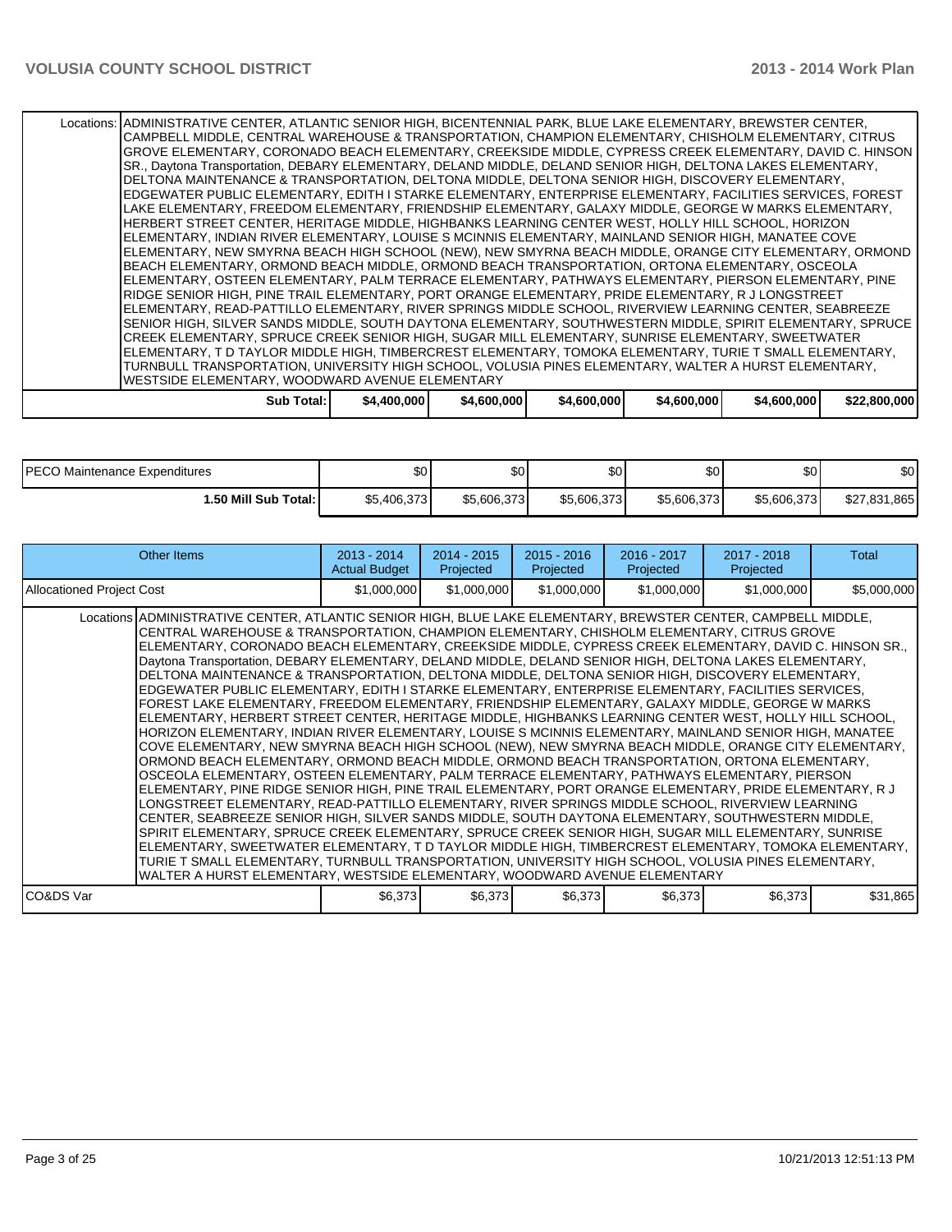| | | | | | | |
|---|---|---|---|---|---|---|
| Locations: | ADMINISTRATIVE CENTER, ATLANTIC SENIOR HIGH, BICENTENNIAL PARK, BLUE LAKE ELEMENTARY, BREWSTER CENTER, CAMPBELL MIDDLE, CENTRAL WAREHOUSE & TRANSPORTATION, CHAMPION ELEMENTARY, CHISHOLM ELEMENTARY, CITRUS GROVE ELEMENTARY, CORONADO BEACH ELEMENTARY, CREEKSIDE MIDDLE, CYPRESS CREEK ELEMENTARY, DAVID C. HINSON SR., Daytona Transportation, DEBARY ELEMENTARY, DELAND MIDDLE, DELAND SENIOR HIGH, DELTONA LAKES ELEMENTARY, DELTONA MAINTENANCE & TRANSPORTATION, DELTONA MIDDLE, DELTONA SENIOR HIGH, DISCOVERY ELEMENTARY, EDGEWATER PUBLIC ELEMENTARY, EDITH I STARKE ELEMENTARY, ENTERPRISE ELEMENTARY, FACILITIES SERVICES, FOREST LAKE ELEMENTARY, FREEDOM ELEMENTARY, FRIENDSHIP ELEMENTARY, GALAXY MIDDLE, GEORGE W MARKS ELEMENTARY, HERBERT STREET CENTER, HERITAGE MIDDLE, HIGHBANKS LEARNING CENTER WEST, HOLLY HILL SCHOOL, HORIZON ELEMENTARY, INDIAN RIVER ELEMENTARY, LOUISE S MCINNIS ELEMENTARY, MAINLAND SENIOR HIGH, MANATEE COVE ELEMENTARY, NEW SMYRNA BEACH HIGH SCHOOL (NEW), NEW SMYRNA BEACH MIDDLE, ORANGE CITY ELEMENTARY, ORMOND BEACH ELEMENTARY, ORMOND BEACH MIDDLE, ORMOND BEACH TRANSPORTATION, ORTONA ELEMENTARY, OSCEOLA ELEMENTARY, OSTEEN ELEMENTARY, PALM TERRACE ELEMENTARY, PATHWAYS ELEMENTARY, PIERSON ELEMENTARY, PINE RIDGE SENIOR HIGH, PINE TRAIL ELEMENTARY, PORT ORANGE ELEMENTARY, PRIDE ELEMENTARY, R J LONGSTREET ELEMENTARY, READ-PATTILLO ELEMENTARY, RIVER SPRINGS MIDDLE SCHOOL, RIVERVIEW LEARNING CENTER, SEABREEZE SENIOR HIGH, SILVER SANDS MIDDLE, SOUTH DAYTONA ELEMENTARY, SOUTHWESTERN MIDDLE, SPIRIT ELEMENTARY, SPRUCE CREEK ELEMENTARY, SPRUCE CREEK SENIOR HIGH, SUGAR MILL ELEMENTARY, SUNRISE ELEMENTARY, SWEETWATER ELEMENTARY, T D TAYLOR MIDDLE HIGH, TIMBERCREST ELEMENTARY, TOMOKA ELEMENTARY, TURIE T SMALL ELEMENTARY, TURNBULL TRANSPORTATION, UNIVERSITY HIGH SCHOOL, VOLUSIA PINES ELEMENTARY, WALTER A HURST ELEMENTARY, WESTSIDE ELEMENTARY, WOODWARD AVENUE ELEMENTARY | | | | | |
| **Sub Total:** | **$4,400,000** | **$4,600,000** | **$4,600,000** | **$4,600,000** | **$4,600,000** | **$22,800,000** |

| | | | | | | |
|---|---|---|---|---|---|---|
| PECO Maintenance Expenditures | $0 | $0 | $0 | $0 | $0 | $0 |
| **1.50 Mill Sub Total:** | $5,406,373 | $5,606,373 | $5,606,373 | $5,606,373 | $5,606,373 | $27,831,865 |

| Other Items | 2013 - 2014 Actual Budget | 2014 - 2015 Projected | 2015 - 2016 Projected | 2016 - 2017 Projected | 2017 - 2018 Projected | Total |
|---|---|---|---|---|---|---|
| Allocationed Project Cost | $1,000,000 | $1,000,000 | $1,000,000 | $1,000,000 | $1,000,000 | $5,000,000 |
| Locations | ADMINISTRATIVE CENTER, ATLANTIC SENIOR HIGH, BLUE LAKE ELEMENTARY, BREWSTER CENTER, CAMPBELL MIDDLE, CENTRAL WAREHOUSE & TRANSPORTATION, CHAMPION ELEMENTARY, CHISHOLM ELEMENTARY, CITRUS GROVE ELEMENTARY, CORONADO BEACH ELEMENTARY, CREEKSIDE MIDDLE, CYPRESS CREEK ELEMENTARY, DAVID C. HINSON SR., Daytona Transportation, DEBARY ELEMENTARY, DELAND MIDDLE, DELAND SENIOR HIGH, DELTONA LAKES ELEMENTARY, DELTONA MAINTENANCE & TRANSPORTATION, DELTONA MIDDLE, DELTONA SENIOR HIGH, DISCOVERY ELEMENTARY, EDGEWATER PUBLIC ELEMENTARY, EDITH I STARKE ELEMENTARY, ENTERPRISE ELEMENTARY, FACILITIES SERVICES, FOREST LAKE ELEMENTARY, FREEDOM ELEMENTARY, FRIENDSHIP ELEMENTARY, GALAXY MIDDLE, GEORGE W MARKS ELEMENTARY, HERBERT STREET CENTER, HERITAGE MIDDLE, HIGHBANKS LEARNING CENTER WEST, HOLLY HILL SCHOOL, HORIZON ELEMENTARY, INDIAN RIVER ELEMENTARY, LOUISE S MCINNIS ELEMENTARY, MAINLAND SENIOR HIGH, MANATEE COVE ELEMENTARY, NEW SMYRNA BEACH HIGH SCHOOL (NEW), NEW SMYRNA BEACH MIDDLE, ORANGE CITY ELEMENTARY, ORMOND BEACH ELEMENTARY, ORMOND BEACH MIDDLE, ORMOND BEACH TRANSPORTATION, ORTONA ELEMENTARY, OSCEOLA ELEMENTARY, OSTEEN ELEMENTARY, PALM TERRACE ELEMENTARY, PATHWAYS ELEMENTARY, PIERSON ELEMENTARY, PINE RIDGE SENIOR HIGH, PINE TRAIL ELEMENTARY, PORT ORANGE ELEMENTARY, PRIDE ELEMENTARY, R J LONGSTREET ELEMENTARY, READ-PATTILLO ELEMENTARY, RIVER SPRINGS MIDDLE SCHOOL, RIVERVIEW LEARNING CENTER, SEABREEZE SENIOR HIGH, SILVER SANDS MIDDLE, SOUTH DAYTONA ELEMENTARY, SOUTHWESTERN MIDDLE, SPIRIT ELEMENTARY, SPRUCE CREEK ELEMENTARY, SPRUCE CREEK SENIOR HIGH, SUGAR MILL ELEMENTARY, SUNRISE ELEMENTARY, SWEETWATER ELEMENTARY, T D TAYLOR MIDDLE HIGH, TIMBERCREST ELEMENTARY, TOMOKA ELEMENTARY, TURIE T SMALL ELEMENTARY, TURNBULL TRANSPORTATION, UNIVERSITY HIGH SCHOOL, VOLUSIA PINES ELEMENTARY, WALTER A HURST ELEMENTARY, WESTSIDE ELEMENTARY, WOODWARD AVENUE ELEMENTARY | | | | | |
| CO&DS Var | $6,373 | $6,373 | $6,373 | $6,373 | $6,373 | $31,865 |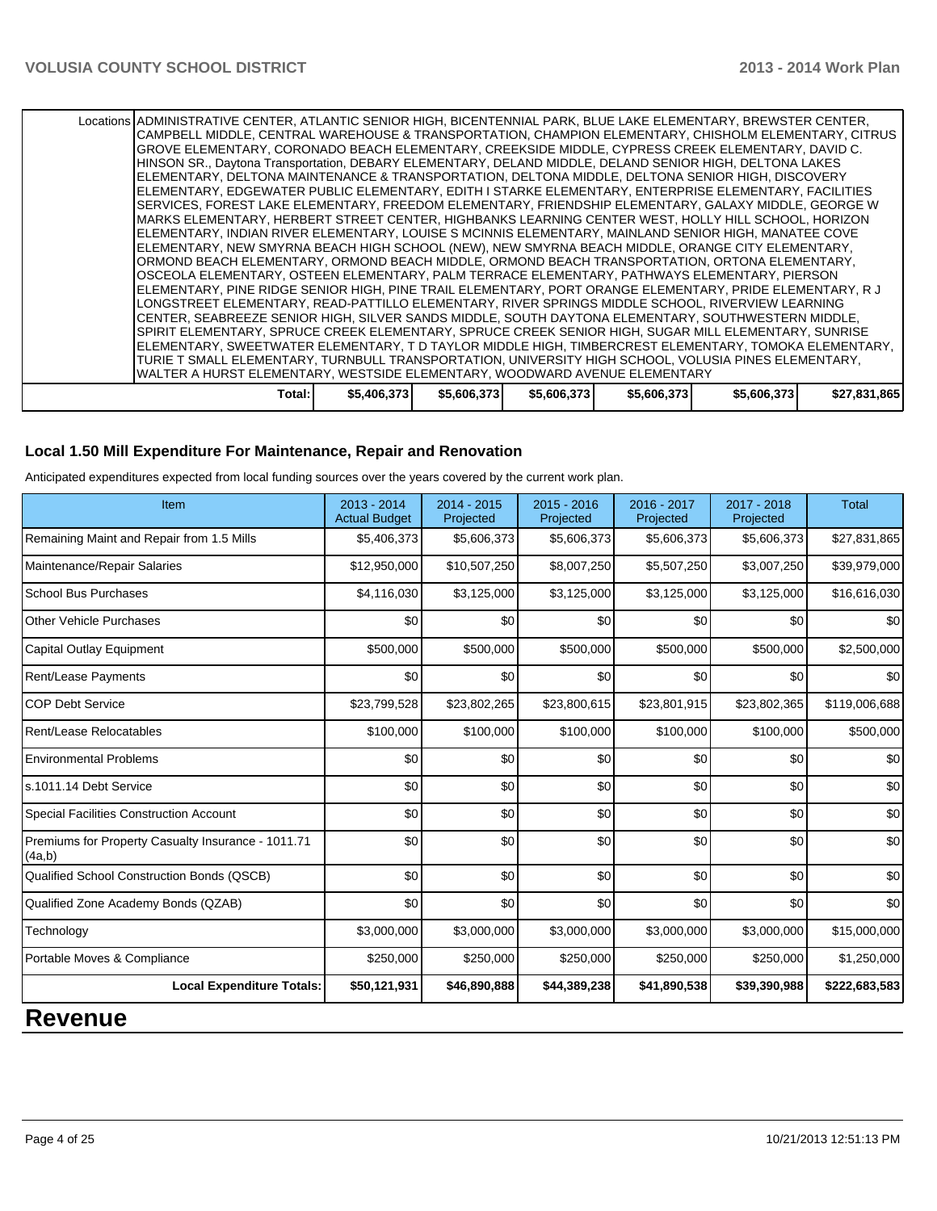| Locations | ADMINISTRATIVE CENTER, ATLANTIC SENIOR HIGH, BICENTENNIAL PARK, BLUE LAKE ELEMENTARY, BREWSTER CENTER, CAMPBELL MIDDLE, CENTRAL WAREHOUSE & TRANSPORTATION, CHAMPION ELEMENTARY, CHISHOLM ELEMENTARY, CITRUS GROVE ELEMENTARY, CORONADO BEACH ELEMENTARY, CREEKSIDE MIDDLE, CYPRESS CREEK ELEMENTARY, DAVID C. HINSON SR., Daytona Transportation, DEBARY ELEMENTARY, DELAND MIDDLE, DELAND SENIOR HIGH, DELTONA LAKES ELEMENTARY, DELTONA MAINTENANCE & TRANSPORTATION, DELTONA MIDDLE, DELTONA SENIOR HIGH, DISCOVERY ELEMENTARY, EDGEWATER PUBLIC ELEMENTARY, EDITH I STARKE ELEMENTARY, ENTERPRISE ELEMENTARY, FACILITIES SERVICES, FOREST LAKE ELEMENTARY, FREEDOM ELEMENTARY, FRIENDSHIP ELEMENTARY, GALAXY MIDDLE, GEORGE W MARKS ELEMENTARY, HERBERT STREET CENTER, HIGHBANKS LEARNING CENTER WEST, HOLLY HILL SCHOOL, HORIZON ELEMENTARY, INDIAN RIVER ELEMENTARY, LOUISE S MCINNIS ELEMENTARY, MAINLAND SENIOR HIGH, MANATEE COVE ELEMENTARY, NEW SMYRNA BEACH HIGH SCHOOL (NEW), NEW SMYRNA BEACH MIDDLE, ORANGE CITY ELEMENTARY, ORMOND BEACH ELEMENTARY, ORMOND BEACH MIDDLE, ORMOND BEACH TRANSPORTATION, ORTONA ELEMENTARY, OSCEOLA ELEMENTARY, OSTEEN ELEMENTARY, PALM TERRACE ELEMENTARY, PATHWAYS ELEMENTARY, PIERSON ELEMENTARY, PINE RIDGE SENIOR HIGH, PINE TRAIL ELEMENTARY, PORT ORANGE ELEMENTARY, PRIDE ELEMENTARY, R J LONGSTREET ELEMENTARY, READ-PATTILLO ELEMENTARY, RIVER SPRINGS MIDDLE SCHOOL, RIVERVIEW LEARNING CENTER, SEABREEZE SENIOR HIGH, SILVER SANDS MIDDLE, SOUTH DAYTONA ELEMENTARY, SOUTHWESTERN MIDDLE, SPIRIT ELEMENTARY, SPRUCE CREEK ELEMENTARY, SPRUCE CREEK SENIOR HIGH, SUGAR MILL ELEMENTARY, SUNRISE ELEMENTARY, SWEETWATER ELEMENTARY, T D TAYLOR MIDDLE HIGH, TIMBERCREST ELEMENTARY, TOMOKA ELEMENTARY, TURIE T SMALL ELEMENTARY, TURNBULL TRANSPORTATION, UNIVERSITY HIGH SCHOOL, VOLUSIA PINES ELEMENTARY, WALTER A HURST ELEMENTARY, WESTSIDE ELEMENTARY, WOODWARD AVENUE ELEMENTARY | | | | | |
|---|---|---|---|---|---|---|
| | **Total:** | **$5,406,373** | **$5,606,373** | **$5,606,373** | **$5,606,373** | **$5,606,373** | **$27,831,865** |

### Local 1.50 Mill Expenditure For Maintenance, Repair and Renovation

Anticipated expenditures expected from local funding sources over the years covered by the current work plan.

| Item | 2013 - 2014 Actual Budget | 2014 - 2015 Projected | 2015 - 2016 Projected | 2016 - 2017 Projected | 2017 - 2018 Projected | Total |
|---|---|---|---|---|---|---|
| Remaining Maint and Repair from 1.5 Mills | $5,406,373 | $5,606,373 | $5,606,373 | $5,606,373 | $5,606,373 | $27,831,865 |
| Maintenance/Repair Salaries | $12,950,000 | $10,507,250 | $8,007,250 | $5,507,250 | $3,007,250 | $39,979,000 |
| School Bus Purchases | $4,116,030 | $3,125,000 | $3,125,000 | $3,125,000 | $3,125,000 | $16,616,030 |
| Other Vehicle Purchases | $0 | $0 | $0 | $0 | $0 | $0 |
| Capital Outlay Equipment | $500,000 | $500,000 | $500,000 | $500,000 | $500,000 | $2,500,000 |
| Rent/Lease Payments | $0 | $0 | $0 | $0 | $0 | $0 |
| COP Debt Service | $23,799,528 | $23,802,265 | $23,800,615 | $23,801,915 | $23,802,365 | $119,006,688 |
| Rent/Lease Relocatables | $100,000 | $100,000 | $100,000 | $100,000 | $100,000 | $500,000 |
| Environmental Problems | $0 | $0 | $0 | $0 | $0 | $0 |
| s.1011.14 Debt Service | $0 | $0 | $0 | $0 | $0 | $0 |
| Special Facilities Construction Account | $0 | $0 | $0 | $0 | $0 | $0 |
| Premiums for Property Casualty Insurance - 1011.71 (4a,b) | $0 | $0 | $0 | $0 | $0 | $0 |
| Qualified School Construction Bonds (QSCB) | $0 | $0 | $0 | $0 | $0 | $0 |
| Qualified Zone Academy Bonds (QZAB) | $0 | $0 | $0 | $0 | $0 | $0 |
| Technology | $3,000,000 | $3,000,000 | $3,000,000 | $3,000,000 | $3,000,000 | $15,000,000 |
| Portable Moves & Compliance | $250,000 | $250,000 | $250,000 | $250,000 | $250,000 | $1,250,000 |
| **Local Expenditure Totals:** | **$50,121,931** | **$46,890,888** | **$44,389,238** | **$41,890,538** | **$39,390,988** | **$222,683,583** |

# Revenue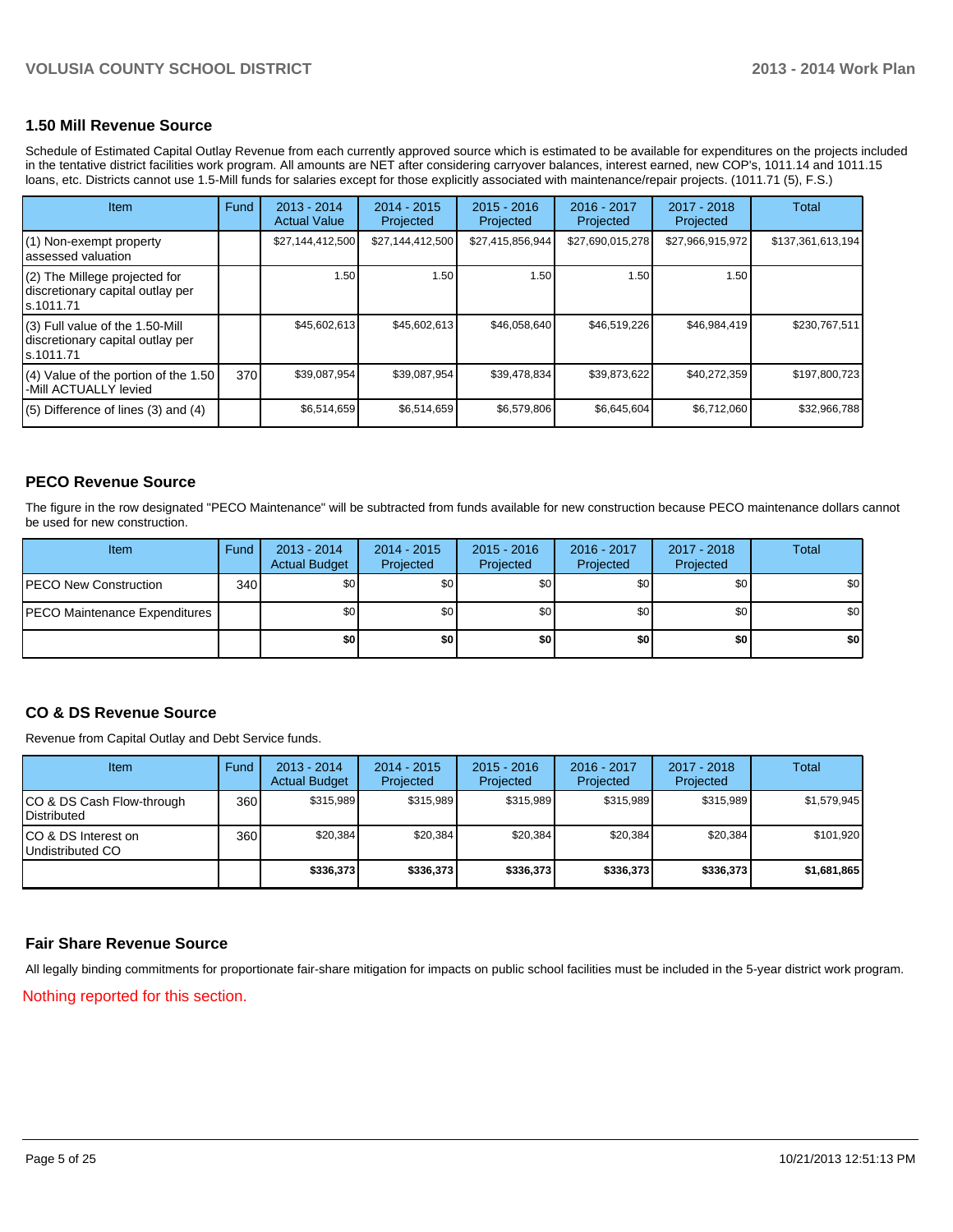## 1.50 Mill Revenue Source

Schedule of Estimated Capital Outlay Revenue from each currently approved source which is estimated to be available for expenditures on the projects included in the tentative district facilities work program. All amounts are NET after considering carryover balances, interest earned, new COP's, 1011.14 and 1011.15 loans, etc. Districts cannot use 1.5-Mill funds for salaries except for those explicitly associated with maintenance/repair projects. (1011.71 (5), F.S.)

| Item | Fund | 2013 - 2014 Actual Value | 2014 - 2015 Projected | 2015 - 2016 Projected | 2016 - 2017 Projected | 2017 - 2018 Projected | Total |
|---|---|---|---|---|---|---|---|
| (1) Non-exempt property assessed valuation | | $27,144,412,500 | $27,144,412,500 | $27,415,856,944 | $27,690,015,278 | $27,966,915,972 | $137,361,613,194 |
| (2) The Millege projected for discretionary capital outlay per s.1011.71 | | 1.50 | 1.50 | 1.50 | 1.50 | 1.50 | |
| (3) Full value of the 1.50-Mill discretionary capital outlay per s.1011.71 | | $45,602,613 | $45,602,613 | $46,058,640 | $46,519,226 | $46,984,419 | $230,767,511 |
| (4) Value of the portion of the 1.50 -Mill ACTUALLY levied | 370 | $39,087,954 | $39,087,954 | $39,478,834 | $39,873,622 | $40,272,359 | $197,800,723 |
| (5) Difference of lines (3) and (4) | | $6,514,659 | $6,514,659 | $6,579,806 | $6,645,604 | $6,712,060 | $32,966,788 |

## PECO Revenue Source

The figure in the row designated "PECO Maintenance" will be subtracted from funds available for new construction because PECO maintenance dollars cannot be used for new construction.

| Item | Fund | 2013 - 2014 Actual Budget | 2014 - 2015 Projected | 2015 - 2016 Projected | 2016 - 2017 Projected | 2017 - 2018 Projected | Total |
|---|---|---|---|---|---|---|---|
| PECO New Construction | 340 | $0 | $0 | $0 | $0 | $0 | $0 |
| PECO Maintenance Expenditures | | $0 | $0 | $0 | $0 | $0 | $0 |
| | | **$0** | **$0** | **$0** | **$0** | **$0** | **$0** |

## CO & DS Revenue Source

Revenue from Capital Outlay and Debt Service funds.

| Item | Fund | 2013 - 2014 Actual Budget | 2014 - 2015 Projected | 2015 - 2016 Projected | 2016 - 2017 Projected | 2017 - 2018 Projected | Total |
|---|---|---|---|---|---|---|---|
| CO & DS Cash Flow-through Distributed | 360 | $315,989 | $315,989 | $315,989 | $315,989 | $315,989 | $1,579,945 |
| CO & DS Interest on Undistributed CO | 360 | $20,384 | $20,384 | $20,384 | $20,384 | $20,384 | $101,920 |
| | | **$336,373** | **$336,373** | **$336,373** | **$336,373** | **$336,373** | **$1,681,865** |

## Fair Share Revenue Source

All legally binding commitments for proportionate fair-share mitigation for impacts on public school facilities must be included in the 5-year district work program.

Nothing reported for this section.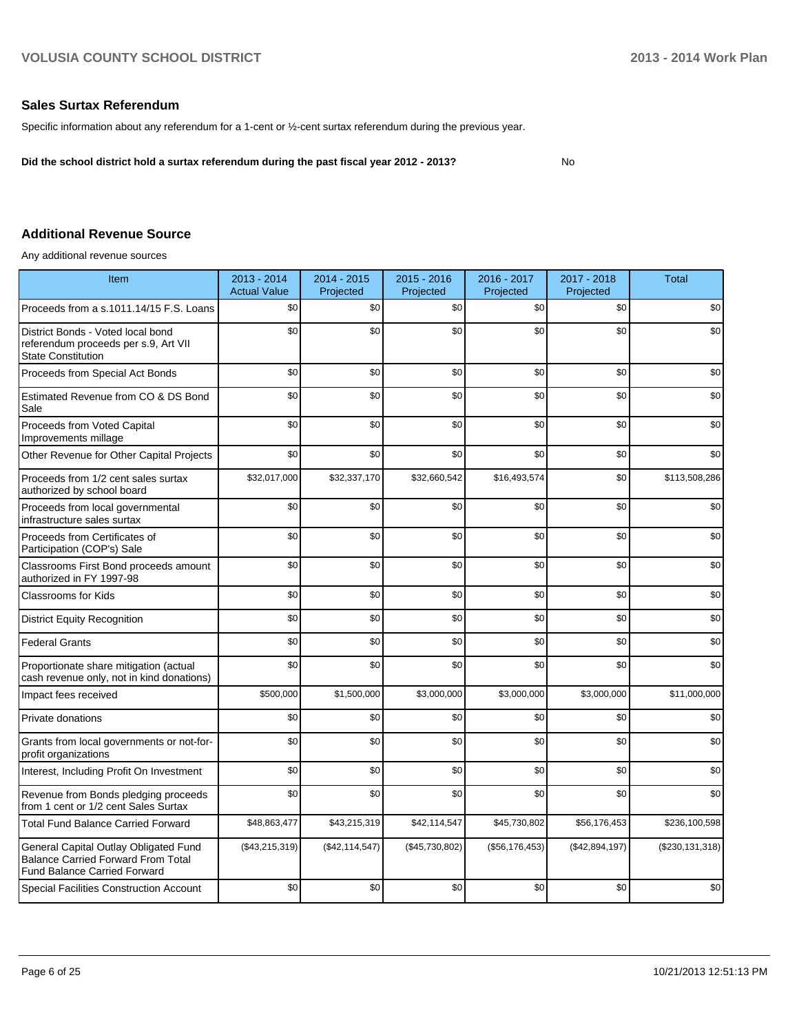## Sales Surtax Referendum

Specific information about any referendum for a 1-cent or ½-cent surtax referendum during the previous year.

**Did the school district hold a surtax referendum during the past fiscal year 2012 - 2013?** No

## Additional Revenue Source

Any additional revenue sources

| Item | 2013 - 2014 Actual Value | 2014 - 2015 Projected | 2015 - 2016 Projected | 2016 - 2017 Projected | 2017 - 2018 Projected | Total |
|---|---|---|---|---|---|---|
| Proceeds from a s.1011.14/15 F.S. Loans | $0 | $0 | $0 | $0 | $0 | $0 |
| District Bonds - Voted local bond referendum proceeds per s.9, Art VII State Constitution | $0 | $0 | $0 | $0 | $0 | $0 |
| Proceeds from Special Act Bonds | $0 | $0 | $0 | $0 | $0 | $0 |
| Estimated Revenue from CO & DS Bond Sale | $0 | $0 | $0 | $0 | $0 | $0 |
| Proceeds from Voted Capital Improvements millage | $0 | $0 | $0 | $0 | $0 | $0 |
| Other Revenue for Other Capital Projects | $0 | $0 | $0 | $0 | $0 | $0 |
| Proceeds from 1/2 cent sales surtax authorized by school board | $32,017,000 | $32,337,170 | $32,660,542 | $16,493,574 | $0 | $113,508,286 |
| Proceeds from local governmental infrastructure sales surtax | $0 | $0 | $0 | $0 | $0 | $0 |
| Proceeds from Certificates of Participation (COP's) Sale | $0 | $0 | $0 | $0 | $0 | $0 |
| Classrooms First Bond proceeds amount authorized in FY 1997-98 | $0 | $0 | $0 | $0 | $0 | $0 |
| Classrooms for Kids | $0 | $0 | $0 | $0 | $0 | $0 |
| District Equity Recognition | $0 | $0 | $0 | $0 | $0 | $0 |
| Federal Grants | $0 | $0 | $0 | $0 | $0 | $0 |
| Proportionate share mitigation (actual cash revenue only, not in kind donations) | $0 | $0 | $0 | $0 | $0 | $0 |
| Impact fees received | $500,000 | $1,500,000 | $3,000,000 | $3,000,000 | $3,000,000 | $11,000,000 |
| Private donations | $0 | $0 | $0 | $0 | $0 | $0 |
| Grants from local governments or not-for-profit organizations | $0 | $0 | $0 | $0 | $0 | $0 |
| Interest, Including Profit On Investment | $0 | $0 | $0 | $0 | $0 | $0 |
| Revenue from Bonds pledging proceeds from 1 cent or 1/2 cent Sales Surtax | $0 | $0 | $0 | $0 | $0 | $0 |
| Total Fund Balance Carried Forward | $48,863,477 | $43,215,319 | $42,114,547 | $45,730,802 | $56,176,453 | $236,100,598 |
| General Capital Outlay Obligated Fund Balance Carried Forward From Total Fund Balance Carried Forward | ($43,215,319) | ($42,114,547) | ($45,730,802) | ($56,176,453) | ($42,894,197) | ($230,131,318) |
| Special Facilities Construction Account | $0 | $0 | $0 | $0 | $0 | $0 |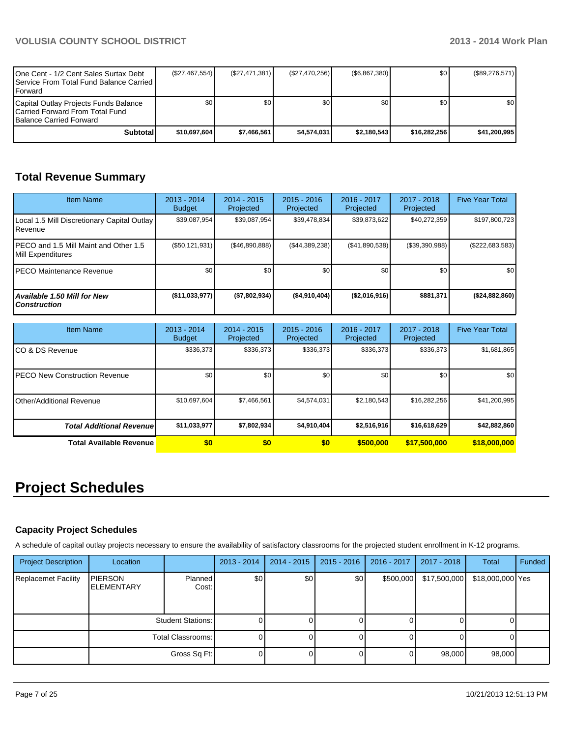| | | | | | | |
|---|---|---|---|---|---|---|
| One Cent - 1/2 Cent Sales Surtax Debt Service From Total Fund Balance Carried Forward | ($27,467,554) | ($27,471,381) | ($27,470,256) | ($6,867,380) | $0 | ($89,276,571) |
| Capital Outlay Projects Funds Balance Carried Forward From Total Fund Balance Carried Forward | $0 | $0 | $0 | $0 | $0 | $0 |
| **Subtotal** | **$10,697,604** | **$7,466,561** | **$4,574,031** | **$2,180,543** | **$16,282,256** | **$41,200,995** |

## Total Revenue Summary

| Item Name | 2013 - 2014 Budget | 2014 - 2015 Projected | 2015 - 2016 Projected | 2016 - 2017 Projected | 2017 - 2018 Projected | Five Year Total |
|---|---|---|---|---|---|---|
| Local 1.5 Mill Discretionary Capital Outlay Revenue | $39,087,954 | $39,087,954 | $39,478,834 | $39,873,622 | $40,272,359 | $197,800,723 |
| PECO and 1.5 Mill Maint and Other 1.5 Mill Expenditures | ($50,121,931) | ($46,890,888) | ($44,389,238) | ($41,890,538) | ($39,390,988) | ($222,683,583) |
| PECO Maintenance Revenue | $0 | $0 | $0 | $0 | $0 | $0 |
| ***Available 1.50 Mill for New Construction*** | **($11,033,977)** | **($7,802,934)** | **($4,910,404)** | **($2,016,916)** | **$881,371** | **($24,882,860)** |

| Item Name | 2013 - 2014 Budget | 2014 - 2015 Projected | 2015 - 2016 Projected | 2016 - 2017 Projected | 2017 - 2018 Projected | Five Year Total |
|---|---|---|---|---|---|---|
| CO & DS Revenue | $336,373 | $336,373 | $336,373 | $336,373 | $336,373 | $1,681,865 |
| PECO New Construction Revenue | $0 | $0 | $0 | $0 | $0 | $0 |
| Other/Additional Revenue | $10,697,604 | $7,466,561 | $4,574,031 | $2,180,543 | $16,282,256 | $41,200,995 |
| ***Total Additional Revenue*** | **$11,033,977** | **$7,802,934** | **$4,910,404** | **$2,516,916** | **$16,618,629** | **$42,882,860** |
| **Total Available Revenue** | **$0** | **$0** | **$0** | **$500,000** | **$17,500,000** | **$18,000,000** |

# Project Schedules

### Capacity Project Schedules

A schedule of capital outlay projects necessary to ensure the availability of satisfactory classrooms for the projected student enrollment in K-12 programs.

| Project Description | Location | | 2013 - 2014 | 2014 - 2015 | 2015 - 2016 | 2016 - 2017 | 2017 - 2018 | Total | Funded |
|---|---|---|---|---|---|---|---|---|---|
| Replacemet Facility | PIERSON ELEMENTARY | Planned Cost: | $0 | $0 | $0 | $500,000 | $17,500,000 | $18,000,000 | Yes |
| | | Student Stations: | 0 | 0 | 0 | 0 | 0 | 0 | |
| | | Total Classrooms: | 0 | 0 | 0 | 0 | 0 | 0 | |
| | | Gross Sq Ft: | 0 | 0 | 0 | 0 | 98,000 | 98,000 | |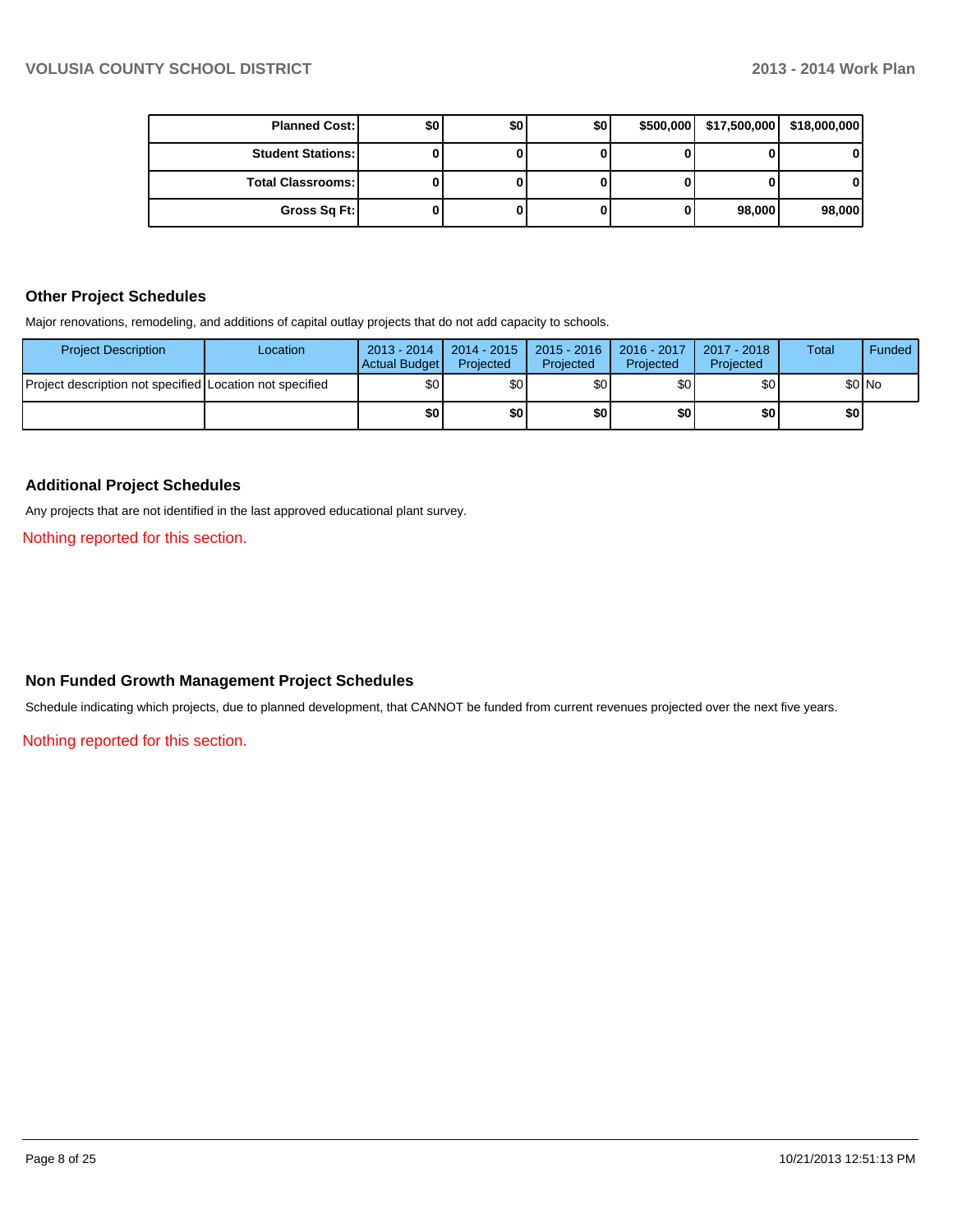| Planned Cost: | $0 | $0 | $0 | $500,000 | $17,500,000 | $18,000,000 |
|---|---|---|---|---|---|---|
| Student Stations: | 0 | 0 | 0 | 0 | 0 | 0 |
| Total Classrooms: | 0 | 0 | 0 | 0 | 0 | 0 |
| Gross Sq Ft: | 0 | 0 | 0 | 0 | 98,000 | 98,000 |

## Other Project Schedules

Major renovations, remodeling, and additions of capital outlay projects that do not add capacity to schools.

| Project Description | Location | 2013 - 2014 Actual Budget | 2014 - 2015 Projected | 2015 - 2016 Projected | 2016 - 2017 Projected | 2017 - 2018 Projected | Total | Funded |
|---|---|---|---|---|---|---|---|---|
| Project description not specified | Location not specified | $0 | $0 | $0 | $0 | $0 | $0 | No |
| | | **$0** | **$0** | **$0** | **$0** | **$0** | **$0** | |

## Additional Project Schedules

Any projects that are not identified in the last approved educational plant survey.

Nothing reported for this section.

## Non Funded Growth Management Project Schedules

Schedule indicating which projects, due to planned development, that CANNOT be funded from current revenues projected over the next five years.

Nothing reported for this section.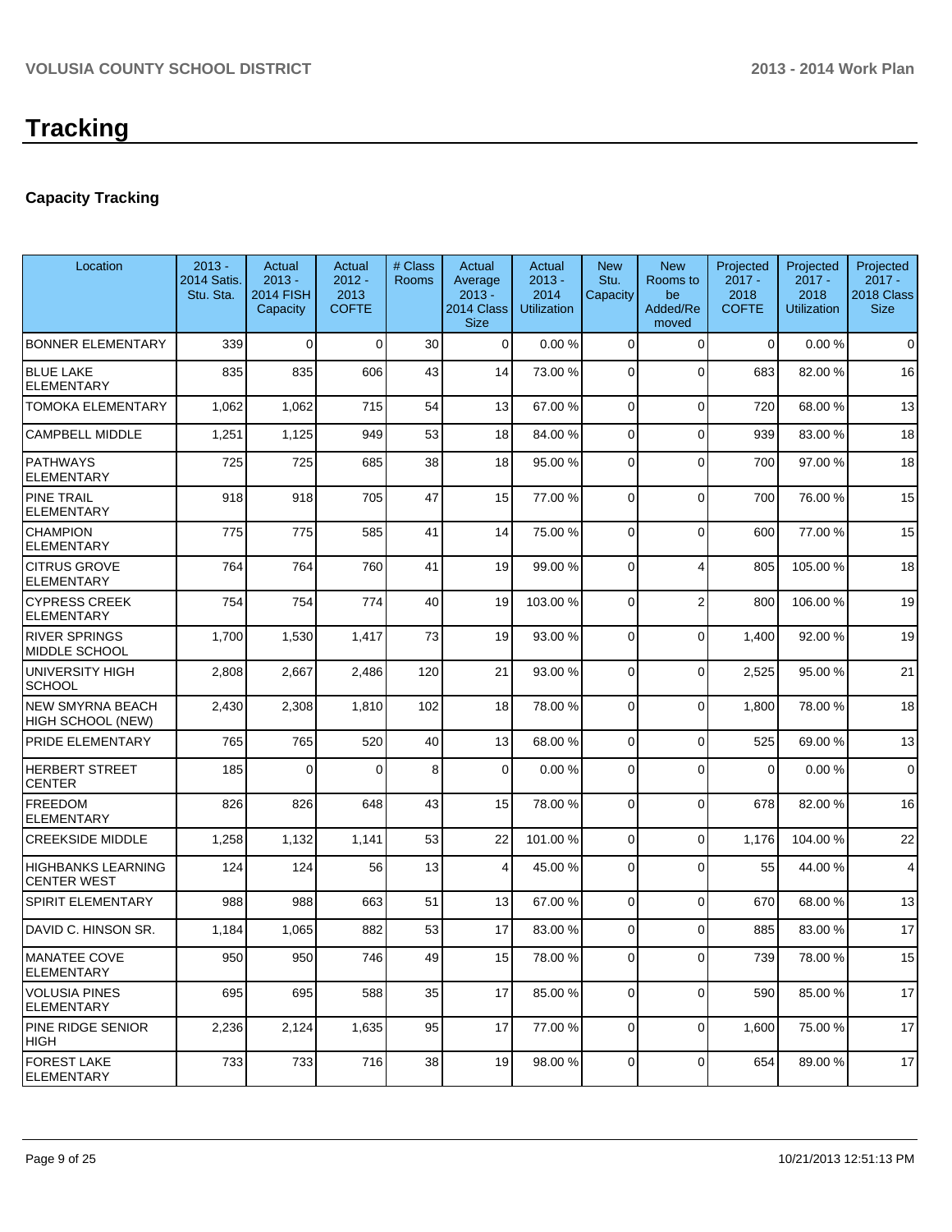# Tracking

## Capacity Tracking

| Location | 2013 - 2014 Satis. Stu. Sta. | Actual 2013 - 2014 FISH Capacity | Actual 2012 - 2013 COFTE | # Class Rooms | Actual Average 2013 - 2014 Class Size | Actual 2013 - 2014 Utilization | New Stu. Capacity | New Rooms to be Added/Removed | Projected 2017 - 2018 COFTE | Projected 2017 - 2018 Utilization | Projected 2017 - 2018 Class Size |
|---|---|---|---|---|---|---|---|---|---|---|---|
| BONNER ELEMENTARY | 339 | 0 | 0 | 30 | 0 | 0.00 % | 0 | 0 | 0 | 0.00 % | 0 |
| BLUE LAKE ELEMENTARY | 835 | 835 | 606 | 43 | 14 | 73.00 % | 0 | 0 | 683 | 82.00 % | 16 |
| TOMOKA ELEMENTARY | 1,062 | 1,062 | 715 | 54 | 13 | 67.00 % | 0 | 0 | 720 | 68.00 % | 13 |
| CAMPBELL MIDDLE | 1,251 | 1,125 | 949 | 53 | 18 | 84.00 % | 0 | 0 | 939 | 83.00 % | 18 |
| PATHWAYS ELEMENTARY | 725 | 725 | 685 | 38 | 18 | 95.00 % | 0 | 0 | 700 | 97.00 % | 18 |
| PINE TRAIL ELEMENTARY | 918 | 918 | 705 | 47 | 15 | 77.00 % | 0 | 0 | 700 | 76.00 % | 15 |
| CHAMPION ELEMENTARY | 775 | 775 | 585 | 41 | 14 | 75.00 % | 0 | 0 | 600 | 77.00 % | 15 |
| CITRUS GROVE ELEMENTARY | 764 | 764 | 760 | 41 | 19 | 99.00 % | 0 | 4 | 805 | 105.00 % | 18 |
| CYPRESS CREEK ELEMENTARY | 754 | 754 | 774 | 40 | 19 | 103.00 % | 0 | 2 | 800 | 106.00 % | 19 |
| RIVER SPRINGS MIDDLE SCHOOL | 1,700 | 1,530 | 1,417 | 73 | 19 | 93.00 % | 0 | 0 | 1,400 | 92.00 % | 19 |
| UNIVERSITY HIGH SCHOOL | 2,808 | 2,667 | 2,486 | 120 | 21 | 93.00 % | 0 | 0 | 2,525 | 95.00 % | 21 |
| NEW SMYRNA BEACH HIGH SCHOOL (NEW) | 2,430 | 2,308 | 1,810 | 102 | 18 | 78.00 % | 0 | 0 | 1,800 | 78.00 % | 18 |
| PRIDE ELEMENTARY | 765 | 765 | 520 | 40 | 13 | 68.00 % | 0 | 0 | 525 | 69.00 % | 13 |
| HERBERT STREET CENTER | 185 | 0 | 0 | 8 | 0 | 0.00 % | 0 | 0 | 0 | 0.00 % | 0 |
| FREEDOM ELEMENTARY | 826 | 826 | 648 | 43 | 15 | 78.00 % | 0 | 0 | 678 | 82.00 % | 16 |
| CREEKSIDE MIDDLE | 1,258 | 1,132 | 1,141 | 53 | 22 | 101.00 % | 0 | 0 | 1,176 | 104.00 % | 22 |
| HIGHBANKS LEARNING CENTER WEST | 124 | 124 | 56 | 13 | 4 | 45.00 % | 0 | 0 | 55 | 44.00 % | 4 |
| SPIRIT ELEMENTARY | 988 | 988 | 663 | 51 | 13 | 67.00 % | 0 | 0 | 670 | 68.00 % | 13 |
| DAVID C. HINSON SR. | 1,184 | 1,065 | 882 | 53 | 17 | 83.00 % | 0 | 0 | 885 | 83.00 % | 17 |
| MANATEE COVE ELEMENTARY | 950 | 950 | 746 | 49 | 15 | 78.00 % | 0 | 0 | 739 | 78.00 % | 15 |
| VOLUSIA PINES ELEMENTARY | 695 | 695 | 588 | 35 | 17 | 85.00 % | 0 | 0 | 590 | 85.00 % | 17 |
| PINE RIDGE SENIOR HIGH | 2,236 | 2,124 | 1,635 | 95 | 17 | 77.00 % | 0 | 0 | 1,600 | 75.00 % | 17 |
| FOREST LAKE ELEMENTARY | 733 | 733 | 716 | 38 | 19 | 98.00 % | 0 | 0 | 654 | 89.00 % | 17 |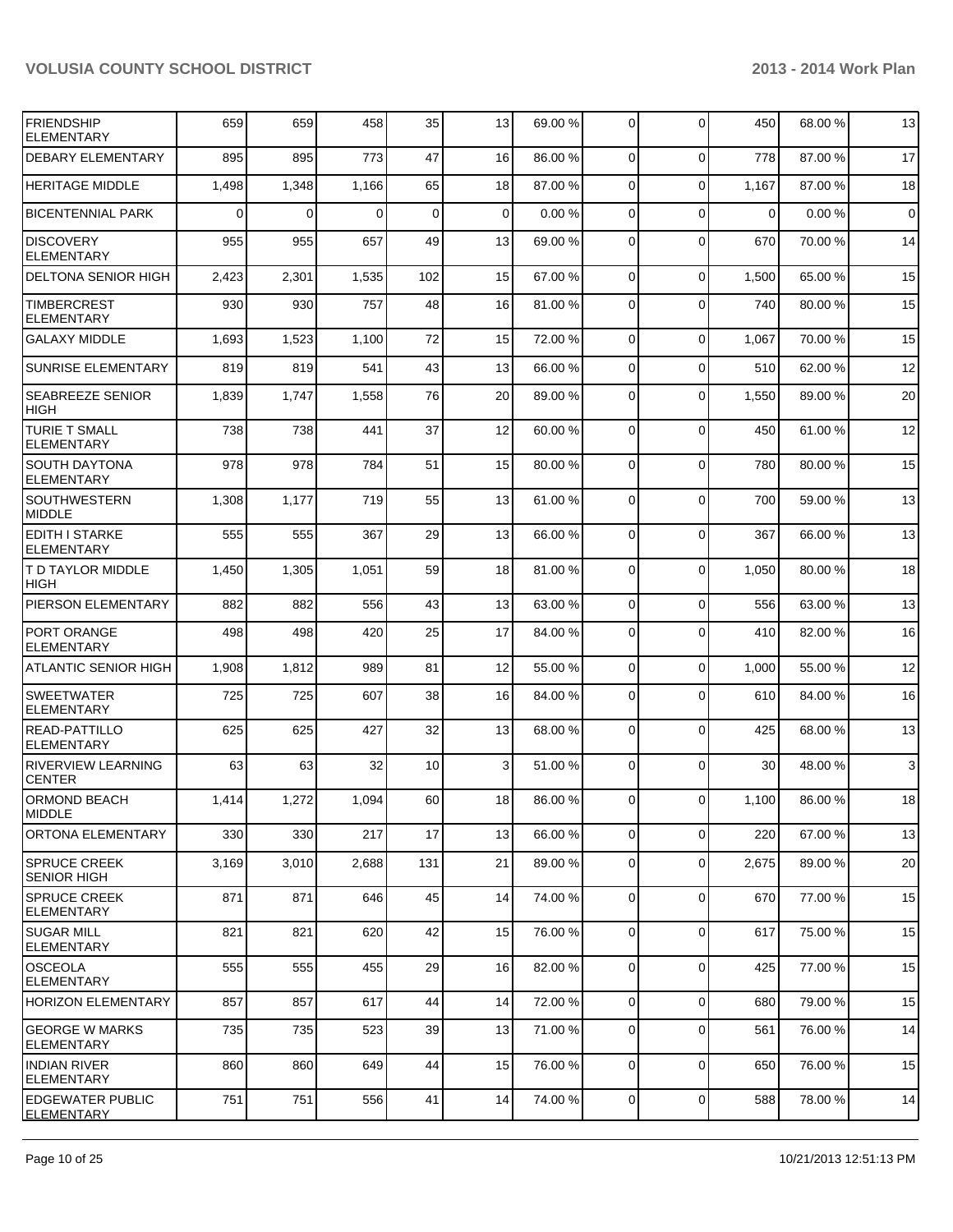| | | | | | | | | | | |
|---|---|---|---|---|---|---|---|---|---|---|
| FRIENDSHIP ELEMENTARY | 659 | 659 | 458 | 35 | 13 | 69.00 % | 0 | 0 | 450 | 68.00 % | 13 |
| DEBARY ELEMENTARY | 895 | 895 | 773 | 47 | 16 | 86.00 % | 0 | 0 | 778 | 87.00 % | 17 |
| HERITAGE MIDDLE | 1,498 | 1,348 | 1,166 | 65 | 18 | 87.00 % | 0 | 0 | 1,167 | 87.00 % | 18 |
| BICENTENNIAL PARK | 0 | 0 | 0 | 0 | 0 | 0.00 % | 0 | 0 | 0 | 0.00 % | 0 |
| DISCOVERY ELEMENTARY | 955 | 955 | 657 | 49 | 13 | 69.00 % | 0 | 0 | 670 | 70.00 % | 14 |
| DELTONA SENIOR HIGH | 2,423 | 2,301 | 1,535 | 102 | 15 | 67.00 % | 0 | 0 | 1,500 | 65.00 % | 15 |
| TIMBERCREST ELEMENTARY | 930 | 930 | 757 | 48 | 16 | 81.00 % | 0 | 0 | 740 | 80.00 % | 15 |
| GALAXY MIDDLE | 1,693 | 1,523 | 1,100 | 72 | 15 | 72.00 % | 0 | 0 | 1,067 | 70.00 % | 15 |
| SUNRISE ELEMENTARY | 819 | 819 | 541 | 43 | 13 | 66.00 % | 0 | 0 | 510 | 62.00 % | 12 |
| SEABREEZE SENIOR HIGH | 1,839 | 1,747 | 1,558 | 76 | 20 | 89.00 % | 0 | 0 | 1,550 | 89.00 % | 20 |
| TURIE T SMALL ELEMENTARY | 738 | 738 | 441 | 37 | 12 | 60.00 % | 0 | 0 | 450 | 61.00 % | 12 |
| SOUTH DAYTONA ELEMENTARY | 978 | 978 | 784 | 51 | 15 | 80.00 % | 0 | 0 | 780 | 80.00 % | 15 |
| SOUTHWESTERN MIDDLE | 1,308 | 1,177 | 719 | 55 | 13 | 61.00 % | 0 | 0 | 700 | 59.00 % | 13 |
| EDITH I STARKE ELEMENTARY | 555 | 555 | 367 | 29 | 13 | 66.00 % | 0 | 0 | 367 | 66.00 % | 13 |
| T D TAYLOR MIDDLE HIGH | 1,450 | 1,305 | 1,051 | 59 | 18 | 81.00 % | 0 | 0 | 1,050 | 80.00 % | 18 |
| PIERSON ELEMENTARY | 882 | 882 | 556 | 43 | 13 | 63.00 % | 0 | 0 | 556 | 63.00 % | 13 |
| PORT ORANGE ELEMENTARY | 498 | 498 | 420 | 25 | 17 | 84.00 % | 0 | 0 | 410 | 82.00 % | 16 |
| ATLANTIC SENIOR HIGH | 1,908 | 1,812 | 989 | 81 | 12 | 55.00 % | 0 | 0 | 1,000 | 55.00 % | 12 |
| SWEETWATER ELEMENTARY | 725 | 725 | 607 | 38 | 16 | 84.00 % | 0 | 0 | 610 | 84.00 % | 16 |
| READ-PATTILLO ELEMENTARY | 625 | 625 | 427 | 32 | 13 | 68.00 % | 0 | 0 | 425 | 68.00 % | 13 |
| RIVERVIEW LEARNING CENTER | 63 | 63 | 32 | 10 | 3 | 51.00 % | 0 | 0 | 30 | 48.00 % | 3 |
| ORMOND BEACH MIDDLE | 1,414 | 1,272 | 1,094 | 60 | 18 | 86.00 % | 0 | 0 | 1,100 | 86.00 % | 18 |
| ORTONA ELEMENTARY | 330 | 330 | 217 | 17 | 13 | 66.00 % | 0 | 0 | 220 | 67.00 % | 13 |
| SPRUCE CREEK SENIOR HIGH | 3,169 | 3,010 | 2,688 | 131 | 21 | 89.00 % | 0 | 0 | 2,675 | 89.00 % | 20 |
| SPRUCE CREEK ELEMENTARY | 871 | 871 | 646 | 45 | 14 | 74.00 % | 0 | 0 | 670 | 77.00 % | 15 |
| SUGAR MILL ELEMENTARY | 821 | 821 | 620 | 42 | 15 | 76.00 % | 0 | 0 | 617 | 75.00 % | 15 |
| OSCEOLA ELEMENTARY | 555 | 555 | 455 | 29 | 16 | 82.00 % | 0 | 0 | 425 | 77.00 % | 15 |
| HORIZON ELEMENTARY | 857 | 857 | 617 | 44 | 14 | 72.00 % | 0 | 0 | 680 | 79.00 % | 15 |
| GEORGE W MARKS ELEMENTARY | 735 | 735 | 523 | 39 | 13 | 71.00 % | 0 | 0 | 561 | 76.00 % | 14 |
| INDIAN RIVER ELEMENTARY | 860 | 860 | 649 | 44 | 15 | 76.00 % | 0 | 0 | 650 | 76.00 % | 15 |
| EDGEWATER PUBLIC ELEMENTARY | 751 | 751 | 556 | 41 | 14 | 74.00 % | 0 | 0 | 588 | 78.00 % | 14 |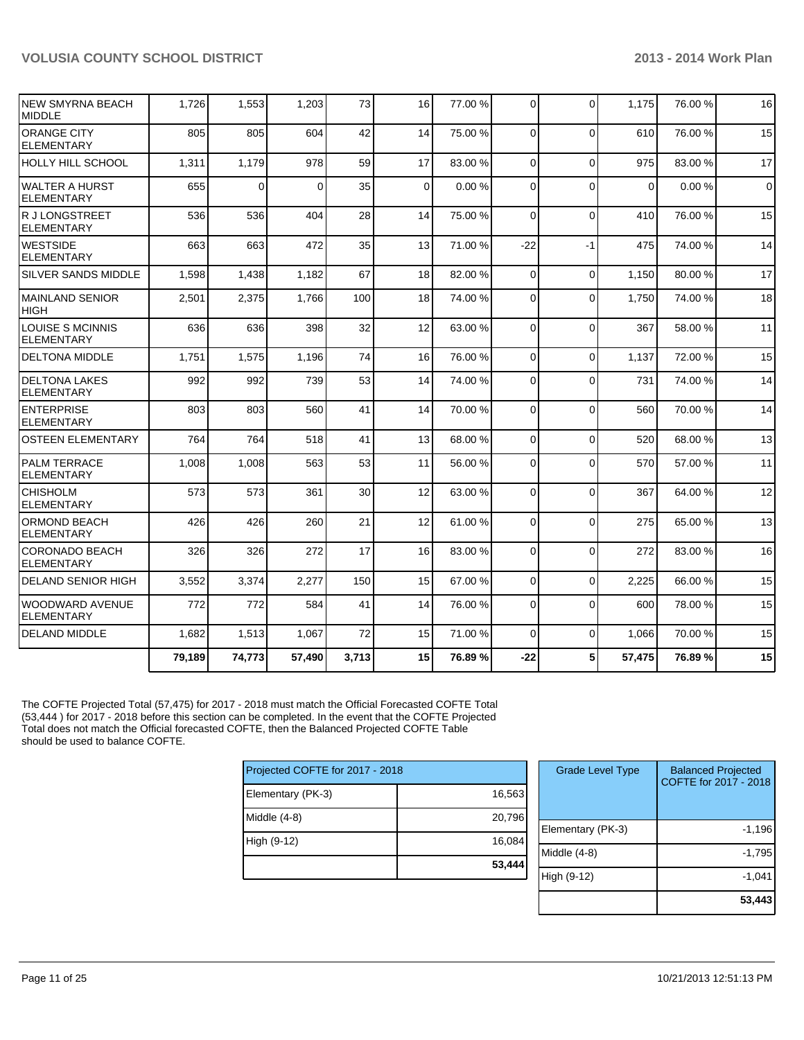| | | | | | | | | | | | |
|---|---|---|---|---|---|---|---|---|---|---|---|
| NEW SMYRNA BEACH MIDDLE | 1,726 | 1,553 | 1,203 | 73 | 16 | 77.00 % | 0 | 0 | 1,175 | 76.00 % | 16 |
| ORANGE CITY ELEMENTARY | 805 | 805 | 604 | 42 | 14 | 75.00 % | 0 | 0 | 610 | 76.00 % | 15 |
| HOLLY HILL SCHOOL | 1,311 | 1,179 | 978 | 59 | 17 | 83.00 % | 0 | 0 | 975 | 83.00 % | 17 |
| WALTER A HURST ELEMENTARY | 655 | 0 | 0 | 35 | 0 | 0.00 % | 0 | 0 | 0 | 0.00 % | 0 |
| R J LONGSTREET ELEMENTARY | 536 | 536 | 404 | 28 | 14 | 75.00 % | 0 | 0 | 410 | 76.00 % | 15 |
| WESTSIDE ELEMENTARY | 663 | 663 | 472 | 35 | 13 | 71.00 % | -22 | -1 | 475 | 74.00 % | 14 |
| SILVER SANDS MIDDLE | 1,598 | 1,438 | 1,182 | 67 | 18 | 82.00 % | 0 | 0 | 1,150 | 80.00 % | 17 |
| MAINLAND SENIOR HIGH | 2,501 | 2,375 | 1,766 | 100 | 18 | 74.00 % | 0 | 0 | 1,750 | 74.00 % | 18 |
| LOUISE S MCINNIS ELEMENTARY | 636 | 636 | 398 | 32 | 12 | 63.00 % | 0 | 0 | 367 | 58.00 % | 11 |
| DELTONA MIDDLE | 1,751 | 1,575 | 1,196 | 74 | 16 | 76.00 % | 0 | 0 | 1,137 | 72.00 % | 15 |
| DELTONA LAKES ELEMENTARY | 992 | 992 | 739 | 53 | 14 | 74.00 % | 0 | 0 | 731 | 74.00 % | 14 |
| ENTERPRISE ELEMENTARY | 803 | 803 | 560 | 41 | 14 | 70.00 % | 0 | 0 | 560 | 70.00 % | 14 |
| OSTEEN ELEMENTARY | 764 | 764 | 518 | 41 | 13 | 68.00 % | 0 | 0 | 520 | 68.00 % | 13 |
| PALM TERRACE ELEMENTARY | 1,008 | 1,008 | 563 | 53 | 11 | 56.00 % | 0 | 0 | 570 | 57.00 % | 11 |
| CHISHOLM ELEMENTARY | 573 | 573 | 361 | 30 | 12 | 63.00 % | 0 | 0 | 367 | 64.00 % | 12 |
| ORMOND BEACH ELEMENTARY | 426 | 426 | 260 | 21 | 12 | 61.00 % | 0 | 0 | 275 | 65.00 % | 13 |
| CORONADO BEACH ELEMENTARY | 326 | 326 | 272 | 17 | 16 | 83.00 % | 0 | 0 | 272 | 83.00 % | 16 |
| DELAND SENIOR HIGH | 3,552 | 3,374 | 2,277 | 150 | 15 | 67.00 % | 0 | 0 | 2,225 | 66.00 % | 15 |
| WOODWARD AVENUE ELEMENTARY | 772 | 772 | 584 | 41 | 14 | 76.00 % | 0 | 0 | 600 | 78.00 % | 15 |
| DELAND MIDDLE | 1,682 | 1,513 | 1,067 | 72 | 15 | 71.00 % | 0 | 0 | 1,066 | 70.00 % | 15 |
| | **79,189** | **74,773** | **57,490** | **3,713** | **15** | **76.89 %** | **-22** | **5** | **57,475** | **76.89 %** | **15** |

The COFTE Projected Total (57,475) for 2017 - 2018 must match the Official Forecasted COFTE Total (53,444 ) for 2017 - 2018 before this section can be completed. In the event that the COFTE Projected Total does not match the Official forecasted COFTE, then the Balanced Projected COFTE Table should be used to balance COFTE.

| Projected COFTE for 2017 - 2018 | |
|---|---|
| Elementary (PK-3) | 16,563 |
| Middle (4-8) | 20,796 |
| High (9-12) | 16,084 |
| | **53,444** |

| Grade Level Type | Balanced Projected COFTE for 2017 - 2018 |
|---|---|
| Elementary (PK-3) | -1,196 |
| Middle (4-8) | -1,795 |
| High (9-12) | -1,041 |
| | **53,443** |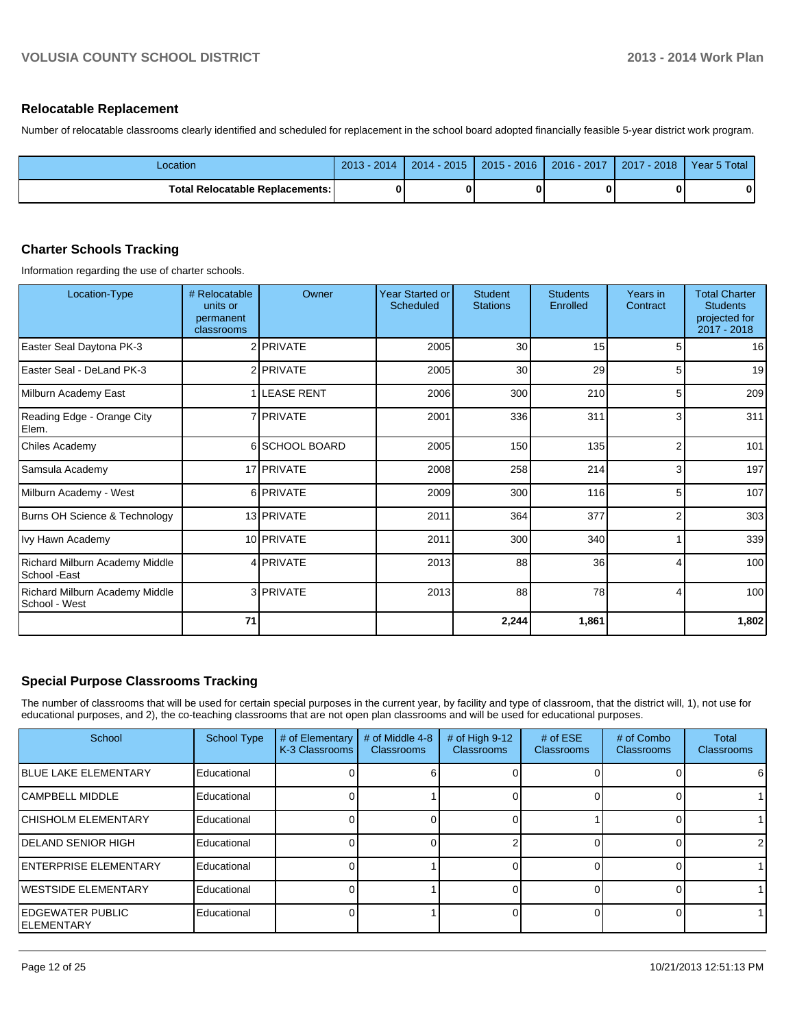## Relocatable Replacement

Number of relocatable classrooms clearly identified and scheduled for replacement in the school board adopted financially feasible 5-year district work program.

| Location | 2013 - 2014 | 2014 - 2015 | 2015 - 2016 | 2016 - 2017 | 2017 - 2018 | Year 5 Total |
|---|---|---|---|---|---|---|
| **Total Relocatable Replacements:** | **0** | **0** | **0** | **0** | **0** | **0** |

## Charter Schools Tracking

Information regarding the use of charter schools.

| Location-Type | # Relocatable units or permanent classrooms | Owner | Year Started or Scheduled | Student Stations | Students Enrolled | Years in Contract | Total Charter Students projected for 2017 - 2018 |
|---|---|---|---|---|---|---|---|
| Easter Seal Daytona PK-3 | 2 | PRIVATE | 2005 | 30 | 15 | 5 | 16 |
| Easter Seal - DeLand PK-3 | 2 | PRIVATE | 2005 | 30 | 29 | 5 | 19 |
| Milburn Academy East | 1 | LEASE RENT | 2006 | 300 | 210 | 5 | 209 |
| Reading Edge - Orange City Elem. | 7 | PRIVATE | 2001 | 336 | 311 | 3 | 311 |
| Chiles Academy | 6 | SCHOOL BOARD | 2005 | 150 | 135 | 2 | 101 |
| Samsula Academy | 17 | PRIVATE | 2008 | 258 | 214 | 3 | 197 |
| Milburn Academy - West | 6 | PRIVATE | 2009 | 300 | 116 | 5 | 107 |
| Burns OH Science & Technology | 13 | PRIVATE | 2011 | 364 | 377 | 2 | 303 |
| Ivy Hawn Academy | 10 | PRIVATE | 2011 | 300 | 340 | 1 | 339 |
| Richard Milburn Academy Middle School -East | 4 | PRIVATE | 2013 | 88 | 36 | 4 | 100 |
| Richard Milburn Academy Middle School - West | 3 | PRIVATE | 2013 | 88 | 78 | 4 | 100 |
| | **71** | | | **2,244** | **1,861** | | **1,802** |

## Special Purpose Classrooms Tracking

The number of classrooms that will be used for certain special purposes in the current year, by facility and type of classroom, that the district will, 1), not use for educational purposes, and 2), the co-teaching classrooms that are not open plan classrooms and will be used for educational purposes.

| School | School Type | # of Elementary K-3 Classrooms | # of Middle 4-8 Classrooms | # of High 9-12 Classrooms | # of ESE Classrooms | # of Combo Classrooms | Total Classrooms |
|---|---|---|---|---|---|---|---|
| BLUE LAKE ELEMENTARY | Educational | 0 | 6 | 0 | 0 | 0 | 6 |
| CAMPBELL MIDDLE | Educational | 0 | 1 | 0 | 0 | 0 | 1 |
| CHISHOLM ELEMENTARY | Educational | 0 | 0 | 0 | 1 | 0 | 1 |
| DELAND SENIOR HIGH | Educational | 0 | 0 | 2 | 0 | 0 | 2 |
| ENTERPRISE ELEMENTARY | Educational | 0 | 1 | 0 | 0 | 0 | 1 |
| WESTSIDE ELEMENTARY | Educational | 0 | 1 | 0 | 0 | 0 | 1 |
| EDGEWATER PUBLIC ELEMENTARY | Educational | 0 | 1 | 0 | 0 | 0 | 1 |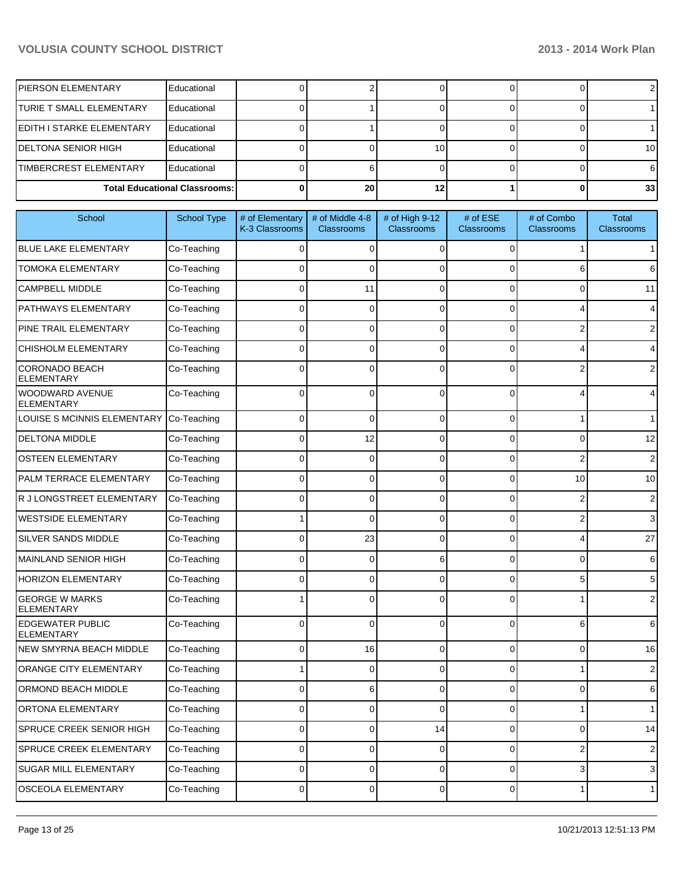| School | School Type | # of Elementary K-3 Classrooms | # of Middle 4-8 Classrooms | # of High 9-12 Classrooms | # of ESE Classrooms | # of Combo Classrooms | Total Classrooms |
|---|---|---|---|---|---|---|---|
| PIERSON ELEMENTARY | Educational | 0 | 2 | 0 | 0 | 0 | 2 |
| TURIE T SMALL ELEMENTARY | Educational | 0 | 1 | 0 | 0 | 0 | 1 |
| EDITH I STARKE ELEMENTARY | Educational | 0 | 1 | 0 | 0 | 0 | 1 |
| DELTONA SENIOR HIGH | Educational | 0 | 0 | 10 | 0 | 0 | 10 |
| TIMBERCREST ELEMENTARY | Educational | 0 | 6 | 0 | 0 | 0 | 6 |
| **Total Educational Classrooms:** | | **0** | **20** | **12** | **1** | **0** | **33** |

| School | School Type | # of Elementary K-3 Classrooms | # of Middle 4-8 Classrooms | # of High 9-12 Classrooms | # of ESE Classrooms | # of Combo Classrooms | Total Classrooms |
|---|---|---|---|---|---|---|---|
| BLUE LAKE ELEMENTARY | Co-Teaching | 0 | 0 | 0 | 0 | 1 | 1 |
| TOMOKA ELEMENTARY | Co-Teaching | 0 | 0 | 0 | 0 | 6 | 6 |
| CAMPBELL MIDDLE | Co-Teaching | 0 | 11 | 0 | 0 | 0 | 11 |
| PATHWAYS ELEMENTARY | Co-Teaching | 0 | 0 | 0 | 0 | 4 | 4 |
| PINE TRAIL ELEMENTARY | Co-Teaching | 0 | 0 | 0 | 0 | 2 | 2 |
| CHISHOLM ELEMENTARY | Co-Teaching | 0 | 0 | 0 | 0 | 4 | 4 |
| CORONADO BEACH ELEMENTARY | Co-Teaching | 0 | 0 | 0 | 0 | 2 | 2 |
| WOODWARD AVENUE ELEMENTARY | Co-Teaching | 0 | 0 | 0 | 0 | 4 | 4 |
| LOUISE S MCINNIS ELEMENTARY | Co-Teaching | 0 | 0 | 0 | 0 | 1 | 1 |
| DELTONA MIDDLE | Co-Teaching | 0 | 12 | 0 | 0 | 0 | 12 |
| OSTEEN ELEMENTARY | Co-Teaching | 0 | 0 | 0 | 0 | 2 | 2 |
| PALM TERRACE ELEMENTARY | Co-Teaching | 0 | 0 | 0 | 0 | 10 | 10 |
| R J LONGSTREET ELEMENTARY | Co-Teaching | 0 | 0 | 0 | 0 | 2 | 2 |
| WESTSIDE ELEMENTARY | Co-Teaching | 1 | 0 | 0 | 0 | 2 | 3 |
| SILVER SANDS MIDDLE | Co-Teaching | 0 | 23 | 0 | 0 | 4 | 27 |
| MAINLAND SENIOR HIGH | Co-Teaching | 0 | 0 | 6 | 0 | 0 | 6 |
| HORIZON ELEMENTARY | Co-Teaching | 0 | 0 | 0 | 0 | 5 | 5 |
| GEORGE W MARKS ELEMENTARY | Co-Teaching | 1 | 0 | 0 | 0 | 1 | 2 |
| EDGEWATER PUBLIC ELEMENTARY | Co-Teaching | 0 | 0 | 0 | 0 | 6 | 6 |
| NEW SMYRNA BEACH MIDDLE | Co-Teaching | 0 | 16 | 0 | 0 | 0 | 16 |
| ORANGE CITY ELEMENTARY | Co-Teaching | 1 | 0 | 0 | 0 | 1 | 2 |
| ORMOND BEACH MIDDLE | Co-Teaching | 0 | 6 | 0 | 0 | 0 | 6 |
| ORTONA ELEMENTARY | Co-Teaching | 0 | 0 | 0 | 0 | 1 | 1 |
| SPRUCE CREEK SENIOR HIGH | Co-Teaching | 0 | 0 | 14 | 0 | 0 | 14 |
| SPRUCE CREEK ELEMENTARY | Co-Teaching | 0 | 0 | 0 | 0 | 2 | 2 |
| SUGAR MILL ELEMENTARY | Co-Teaching | 0 | 0 | 0 | 0 | 3 | 3 |
| OSCEOLA ELEMENTARY | Co-Teaching | 0 | 0 | 0 | 0 | 1 | 1 |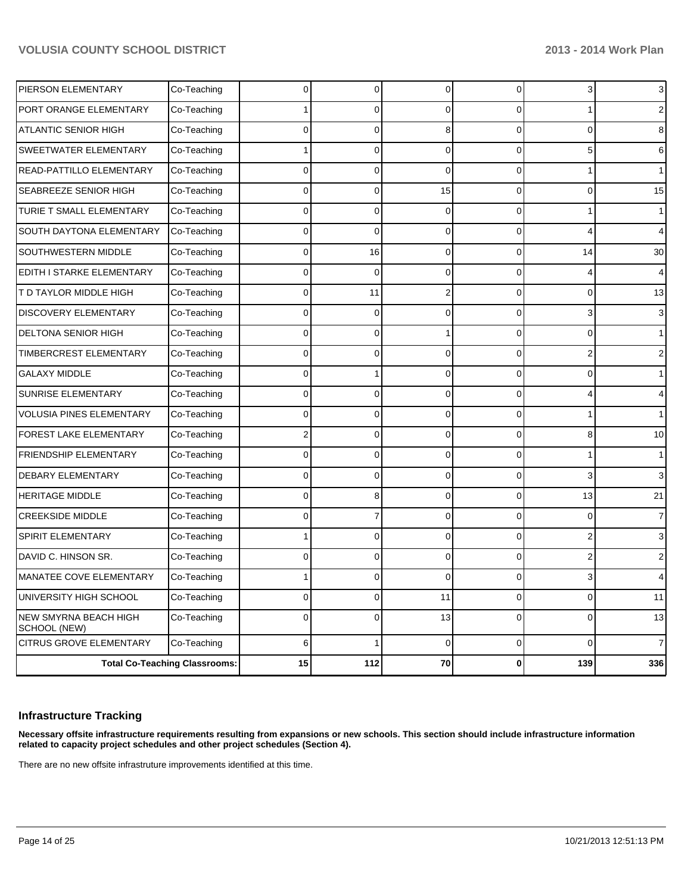| | | | | | | | |
|---|---|---|---|---|---|---|---|
| PIERSON ELEMENTARY | Co-Teaching | 0 | 0 | 0 | 0 | 3 | 3 |
| PORT ORANGE ELEMENTARY | Co-Teaching | 1 | 0 | 0 | 0 | 1 | 2 |
| ATLANTIC SENIOR HIGH | Co-Teaching | 0 | 0 | 8 | 0 | 0 | 8 |
| SWEETWATER ELEMENTARY | Co-Teaching | 1 | 0 | 0 | 0 | 5 | 6 |
| READ-PATTILLO ELEMENTARY | Co-Teaching | 0 | 0 | 0 | 0 | 1 | 1 |
| SEABREEZE SENIOR HIGH | Co-Teaching | 0 | 0 | 15 | 0 | 0 | 15 |
| TURIE T SMALL ELEMENTARY | Co-Teaching | 0 | 0 | 0 | 0 | 1 | 1 |
| SOUTH DAYTONA ELEMENTARY | Co-Teaching | 0 | 0 | 0 | 0 | 4 | 4 |
| SOUTHWESTERN MIDDLE | Co-Teaching | 0 | 16 | 0 | 0 | 14 | 30 |
| EDITH I STARKE ELEMENTARY | Co-Teaching | 0 | 0 | 0 | 0 | 4 | 4 |
| T D TAYLOR MIDDLE HIGH | Co-Teaching | 0 | 11 | 2 | 0 | 0 | 13 |
| DISCOVERY ELEMENTARY | Co-Teaching | 0 | 0 | 0 | 0 | 3 | 3 |
| DELTONA SENIOR HIGH | Co-Teaching | 0 | 0 | 1 | 0 | 0 | 1 |
| TIMBERCREST ELEMENTARY | Co-Teaching | 0 | 0 | 0 | 0 | 2 | 2 |
| GALAXY MIDDLE | Co-Teaching | 0 | 1 | 0 | 0 | 0 | 1 |
| SUNRISE ELEMENTARY | Co-Teaching | 0 | 0 | 0 | 0 | 4 | 4 |
| VOLUSIA PINES ELEMENTARY | Co-Teaching | 0 | 0 | 0 | 0 | 1 | 1 |
| FOREST LAKE ELEMENTARY | Co-Teaching | 2 | 0 | 0 | 0 | 8 | 10 |
| FRIENDSHIP ELEMENTARY | Co-Teaching | 0 | 0 | 0 | 0 | 1 | 1 |
| DEBARY ELEMENTARY | Co-Teaching | 0 | 0 | 0 | 0 | 3 | 3 |
| HERITAGE MIDDLE | Co-Teaching | 0 | 8 | 0 | 0 | 13 | 21 |
| CREEKSIDE MIDDLE | Co-Teaching | 0 | 7 | 0 | 0 | 0 | 7 |
| SPIRIT ELEMENTARY | Co-Teaching | 1 | 0 | 0 | 0 | 2 | 3 |
| DAVID C. HINSON SR. | Co-Teaching | 0 | 0 | 0 | 0 | 2 | 2 |
| MANATEE COVE ELEMENTARY | Co-Teaching | 1 | 0 | 0 | 0 | 3 | 4 |
| UNIVERSITY HIGH SCHOOL | Co-Teaching | 0 | 0 | 11 | 0 | 0 | 11 |
| NEW SMYRNA BEACH HIGH SCHOOL (NEW) | Co-Teaching | 0 | 0 | 13 | 0 | 0 | 13 |
| CITRUS GROVE ELEMENTARY | Co-Teaching | 6 | 1 | 0 | 0 | 0 | 7 |
| **Total Co-Teaching Classrooms:** | | **15** | **112** | **70** | **0** | **139** | **336** |

## Infrastructure Tracking

**Necessary offsite infrastructure requirements resulting from expansions or new schools. This section should include infrastructure information related to capacity project schedules and other project schedules (Section 4).**

There are no new offsite infrastruture improvements identified at this time.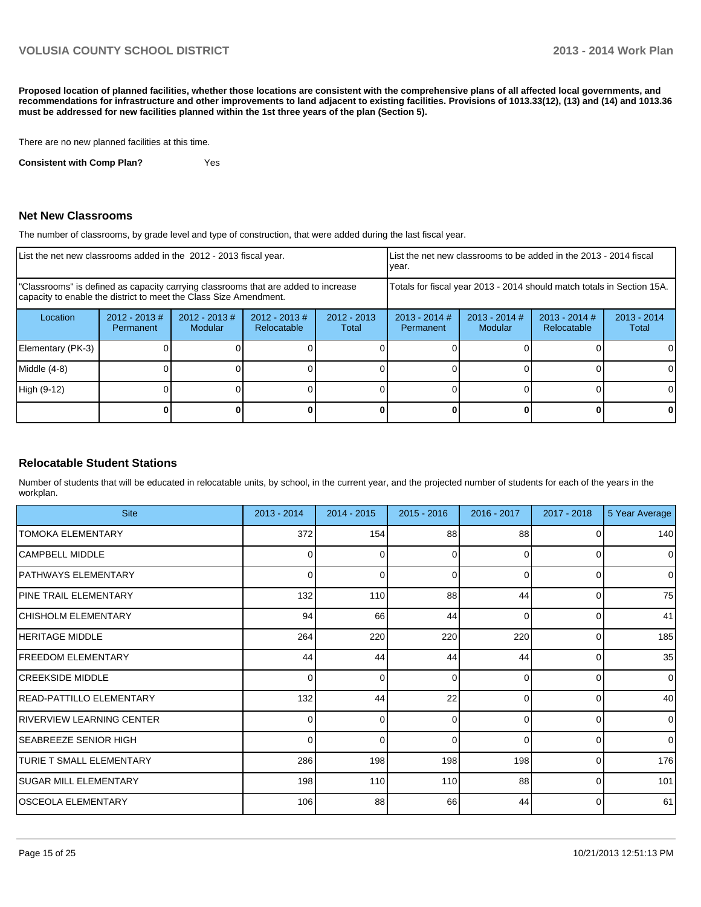**Proposed location of planned facilities, whether those locations are consistent with the comprehensive plans of all affected local governments, and recommendations for infrastructure and other improvements to land adjacent to existing facilities. Provisions of 1013.33(12), (13) and (14) and 1013.36 must be addressed for new facilities planned within the 1st three years of the plan (Section 5).**

There are no new planned facilities at this time.

**Consistent with Comp Plan?** Yes

## Net New Classrooms

The number of classrooms, by grade level and type of construction, that were added during the last fiscal year.

| List the net new classrooms added in the 2012 - 2013 fiscal year. | | | | | List the net new classrooms to be added in the 2013 - 2014 fiscal year. | | | |
|---|---|---|---|---|---|---|---|---|
| "Classrooms" is defined as capacity carrying classrooms that are added to increase capacity to enable the district to meet the Class Size Amendment. | | | | | Totals for fiscal year 2013 - 2014 should match totals in Section 15A. | | | |
| Location | 2012 - 2013 # Permanent | 2012 - 2013 # Modular | 2012 - 2013 # Relocatable | 2012 - 2013 Total | 2013 - 2014 # Permanent | 2013 - 2014 # Modular | 2013 - 2014 # Relocatable | 2013 - 2014 Total |
| Elementary (PK-3) | 0 | 0 | 0 | 0 | 0 | 0 | 0 | 0 |
| Middle (4-8) | 0 | 0 | 0 | 0 | 0 | 0 | 0 | 0 |
| High (9-12) | 0 | 0 | 0 | 0 | 0 | 0 | 0 | 0 |
| | **0** | **0** | **0** | **0** | **0** | **0** | **0** | **0** |

## Relocatable Student Stations

Number of students that will be educated in relocatable units, by school, in the current year, and the projected number of students for each of the years in the workplan.

| Site | 2013 - 2014 | 2014 - 2015 | 2015 - 2016 | 2016 - 2017 | 2017 - 2018 | 5 Year Average |
|---|---|---|---|---|---|---|
| TOMOKA ELEMENTARY | 372 | 154 | 88 | 88 | 0 | 140 |
| CAMPBELL MIDDLE | 0 | 0 | 0 | 0 | 0 | 0 |
| PATHWAYS ELEMENTARY | 0 | 0 | 0 | 0 | 0 | 0 |
| PINE TRAIL ELEMENTARY | 132 | 110 | 88 | 44 | 0 | 75 |
| CHISHOLM ELEMENTARY | 94 | 66 | 44 | 0 | 0 | 41 |
| HERITAGE MIDDLE | 264 | 220 | 220 | 220 | 0 | 185 |
| FREEDOM ELEMENTARY | 44 | 44 | 44 | 44 | 0 | 35 |
| CREEKSIDE MIDDLE | 0 | 0 | 0 | 0 | 0 | 0 |
| READ-PATTILLO ELEMENTARY | 132 | 44 | 22 | 0 | 0 | 40 |
| RIVERVIEW LEARNING CENTER | 0 | 0 | 0 | 0 | 0 | 0 |
| SEABREEZE SENIOR HIGH | 0 | 0 | 0 | 0 | 0 | 0 |
| TURIE T SMALL ELEMENTARY | 286 | 198 | 198 | 198 | 0 | 176 |
| SUGAR MILL ELEMENTARY | 198 | 110 | 110 | 88 | 0 | 101 |
| OSCEOLA ELEMENTARY | 106 | 88 | 66 | 44 | 0 | 61 |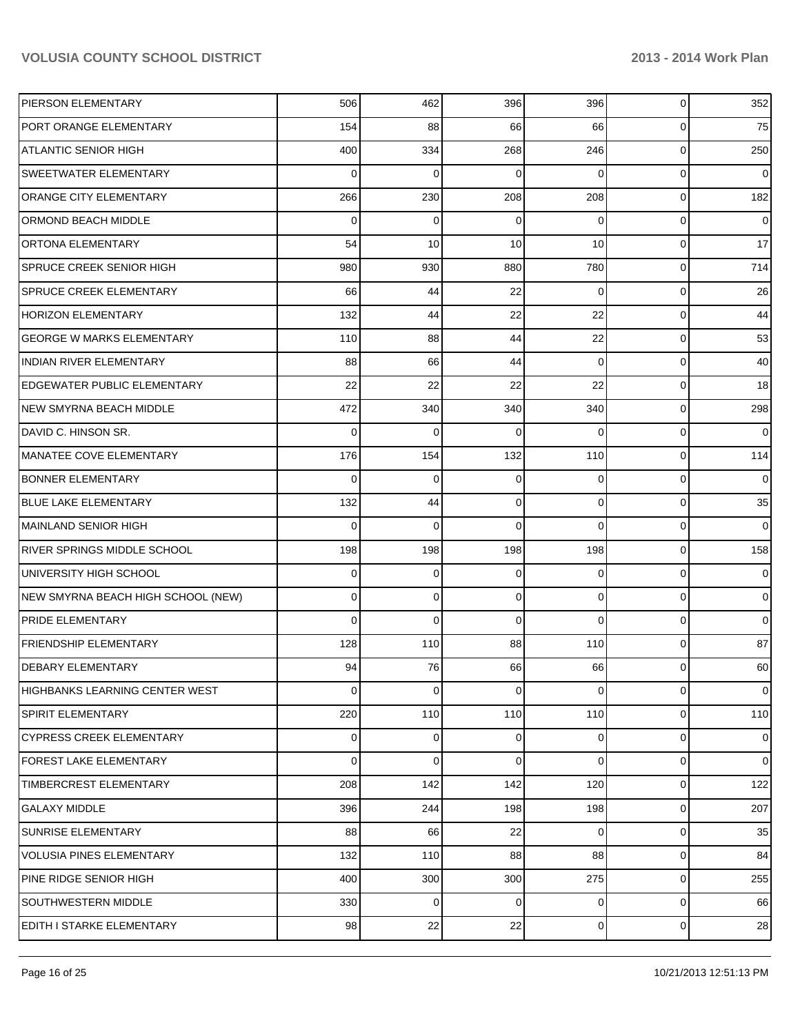| | | | | | | |
|---|---|---|---|---|---|---|
| PIERSON ELEMENTARY | 506 | 462 | 396 | 396 | 0 | 352 |
| PORT ORANGE ELEMENTARY | 154 | 88 | 66 | 66 | 0 | 75 |
| ATLANTIC SENIOR HIGH | 400 | 334 | 268 | 246 | 0 | 250 |
| SWEETWATER ELEMENTARY | 0 | 0 | 0 | 0 | 0 | 0 |
| ORANGE CITY ELEMENTARY | 266 | 230 | 208 | 208 | 0 | 182 |
| ORMOND BEACH MIDDLE | 0 | 0 | 0 | 0 | 0 | 0 |
| ORTONA ELEMENTARY | 54 | 10 | 10 | 10 | 0 | 17 |
| SPRUCE CREEK SENIOR HIGH | 980 | 930 | 880 | 780 | 0 | 714 |
| SPRUCE CREEK ELEMENTARY | 66 | 44 | 22 | 0 | 0 | 26 |
| HORIZON ELEMENTARY | 132 | 44 | 22 | 22 | 0 | 44 |
| GEORGE W MARKS ELEMENTARY | 110 | 88 | 44 | 22 | 0 | 53 |
| INDIAN RIVER ELEMENTARY | 88 | 66 | 44 | 0 | 0 | 40 |
| EDGEWATER PUBLIC ELEMENTARY | 22 | 22 | 22 | 22 | 0 | 18 |
| NEW SMYRNA BEACH MIDDLE | 472 | 340 | 340 | 340 | 0 | 298 |
| DAVID C. HINSON SR. | 0 | 0 | 0 | 0 | 0 | 0 |
| MANATEE COVE ELEMENTARY | 176 | 154 | 132 | 110 | 0 | 114 |
| BONNER ELEMENTARY | 0 | 0 | 0 | 0 | 0 | 0 |
| BLUE LAKE ELEMENTARY | 132 | 44 | 0 | 0 | 0 | 35 |
| MAINLAND SENIOR HIGH | 0 | 0 | 0 | 0 | 0 | 0 |
| RIVER SPRINGS MIDDLE SCHOOL | 198 | 198 | 198 | 198 | 0 | 158 |
| UNIVERSITY HIGH SCHOOL | 0 | 0 | 0 | 0 | 0 | 0 |
| NEW SMYRNA BEACH HIGH SCHOOL (NEW) | 0 | 0 | 0 | 0 | 0 | 0 |
| PRIDE ELEMENTARY | 0 | 0 | 0 | 0 | 0 | 0 |
| FRIENDSHIP ELEMENTARY | 128 | 110 | 88 | 110 | 0 | 87 |
| DEBARY ELEMENTARY | 94 | 76 | 66 | 66 | 0 | 60 |
| HIGHBANKS LEARNING CENTER WEST | 0 | 0 | 0 | 0 | 0 | 0 |
| SPIRIT ELEMENTARY | 220 | 110 | 110 | 110 | 0 | 110 |
| CYPRESS CREEK ELEMENTARY | 0 | 0 | 0 | 0 | 0 | 0 |
| FOREST LAKE ELEMENTARY | 0 | 0 | 0 | 0 | 0 | 0 |
| TIMBERCREST ELEMENTARY | 208 | 142 | 142 | 120 | 0 | 122 |
| GALAXY MIDDLE | 396 | 244 | 198 | 198 | 0 | 207 |
| SUNRISE ELEMENTARY | 88 | 66 | 22 | 0 | 0 | 35 |
| VOLUSIA PINES ELEMENTARY | 132 | 110 | 88 | 88 | 0 | 84 |
| PINE RIDGE SENIOR HIGH | 400 | 300 | 300 | 275 | 0 | 255 |
| SOUTHWESTERN MIDDLE | 330 | 0 | 0 | 0 | 0 | 66 |
| EDITH I STARKE ELEMENTARY | 98 | 22 | 22 | 0 | 0 | 28 |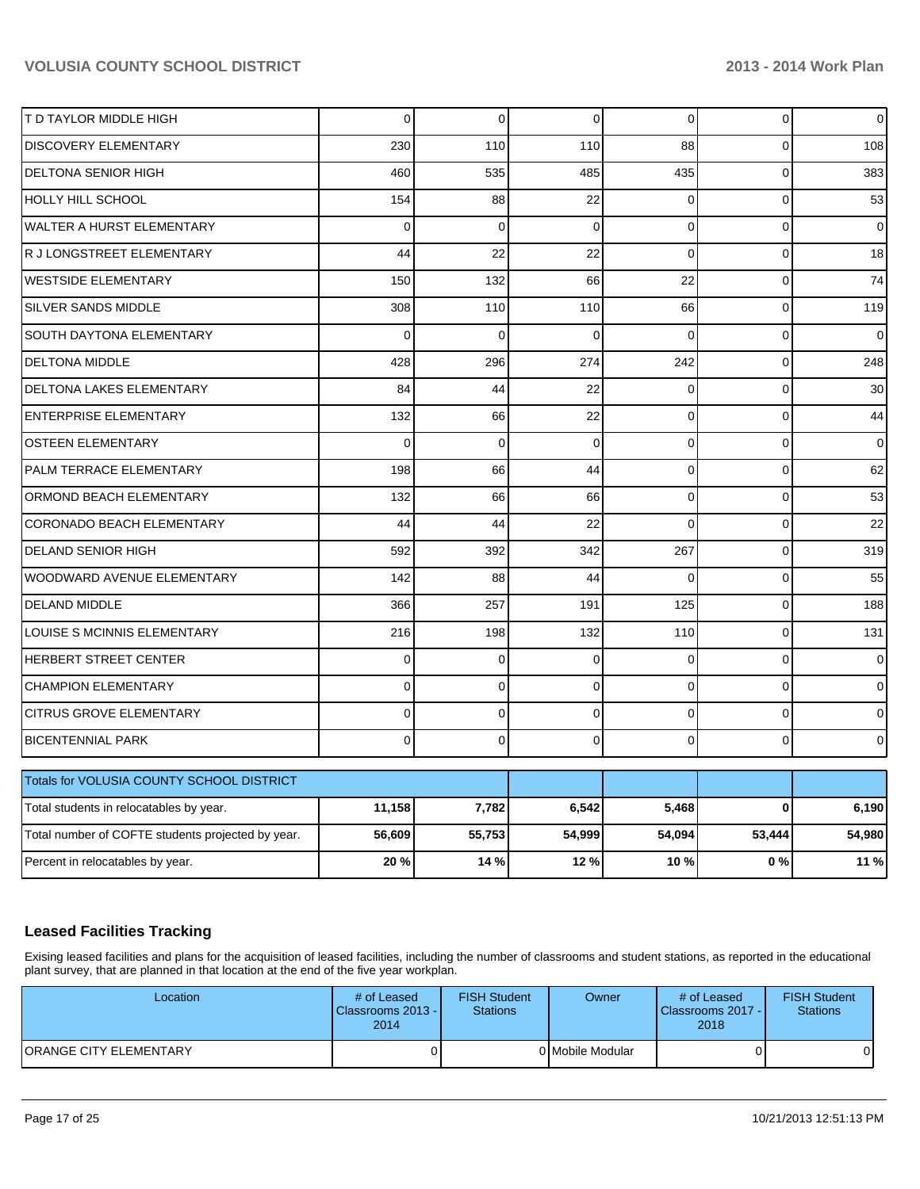| | | | | | | |
|---|---|---|---|---|---|---|
| T D TAYLOR MIDDLE HIGH | 0 | 0 | 0 | 0 | 0 | 0 |
| DISCOVERY ELEMENTARY | 230 | 110 | 110 | 88 | 0 | 108 |
| DELTONA SENIOR HIGH | 460 | 535 | 485 | 435 | 0 | 383 |
| HOLLY HILL SCHOOL | 154 | 88 | 22 | 0 | 0 | 53 |
| WALTER A HURST ELEMENTARY | 0 | 0 | 0 | 0 | 0 | 0 |
| R J LONGSTREET ELEMENTARY | 44 | 22 | 22 | 0 | 0 | 18 |
| WESTSIDE ELEMENTARY | 150 | 132 | 66 | 22 | 0 | 74 |
| SILVER SANDS MIDDLE | 308 | 110 | 110 | 66 | 0 | 119 |
| SOUTH DAYTONA ELEMENTARY | 0 | 0 | 0 | 0 | 0 | 0 |
| DELTONA MIDDLE | 428 | 296 | 274 | 242 | 0 | 248 |
| DELTONA LAKES ELEMENTARY | 84 | 44 | 22 | 0 | 0 | 30 |
| ENTERPRISE ELEMENTARY | 132 | 66 | 22 | 0 | 0 | 44 |
| OSTEEN ELEMENTARY | 0 | 0 | 0 | 0 | 0 | 0 |
| PALM TERRACE ELEMENTARY | 198 | 66 | 44 | 0 | 0 | 62 |
| ORMOND BEACH ELEMENTARY | 132 | 66 | 66 | 0 | 0 | 53 |
| CORONADO BEACH ELEMENTARY | 44 | 44 | 22 | 0 | 0 | 22 |
| DELAND SENIOR HIGH | 592 | 392 | 342 | 267 | 0 | 319 |
| WOODWARD AVENUE ELEMENTARY | 142 | 88 | 44 | 0 | 0 | 55 |
| DELAND MIDDLE | 366 | 257 | 191 | 125 | 0 | 188 |
| LOUISE S MCINNIS ELEMENTARY | 216 | 198 | 132 | 110 | 0 | 131 |
| HERBERT STREET CENTER | 0 | 0 | 0 | 0 | 0 | 0 |
| CHAMPION ELEMENTARY | 0 | 0 | 0 | 0 | 0 | 0 |
| CITRUS GROVE ELEMENTARY | 0 | 0 | 0 | 0 | 0 | 0 |
| BICENTENNIAL PARK | 0 | 0 | 0 | 0 | 0 | 0 |

| Totals for VOLUSIA COUNTY SCHOOL DISTRICT | | | | | | |
|---|---|---|---|---|---|---|
| Total students in relocatables by year. | **11,158** | **7,782** | **6,542** | **5,468** | **0** | **6,190** |
| Total number of COFTE students projected by year. | **56,609** | **55,753** | **54,999** | **54,094** | **53,444** | **54,980** |
| Percent in relocatables by year. | **20 %** | **14 %** | **12 %** | **10 %** | **0 %** | **11 %** |

## Leased Facilities Tracking

Exising leased facilities and plans for the acquisition of leased facilities, including the number of classrooms and student stations, as reported in the educational plant survey, that are planned in that location at the end of the five year workplan.

| Location | # of Leased Classrooms 2013 - 2014 | FISH Student Stations | Owner | # of Leased Classrooms 2017 - 2018 | FISH Student Stations |
|---|---|---|---|---|---|
| ORANGE CITY ELEMENTARY | 0 | 0 | Mobile Modular | 0 | 0 |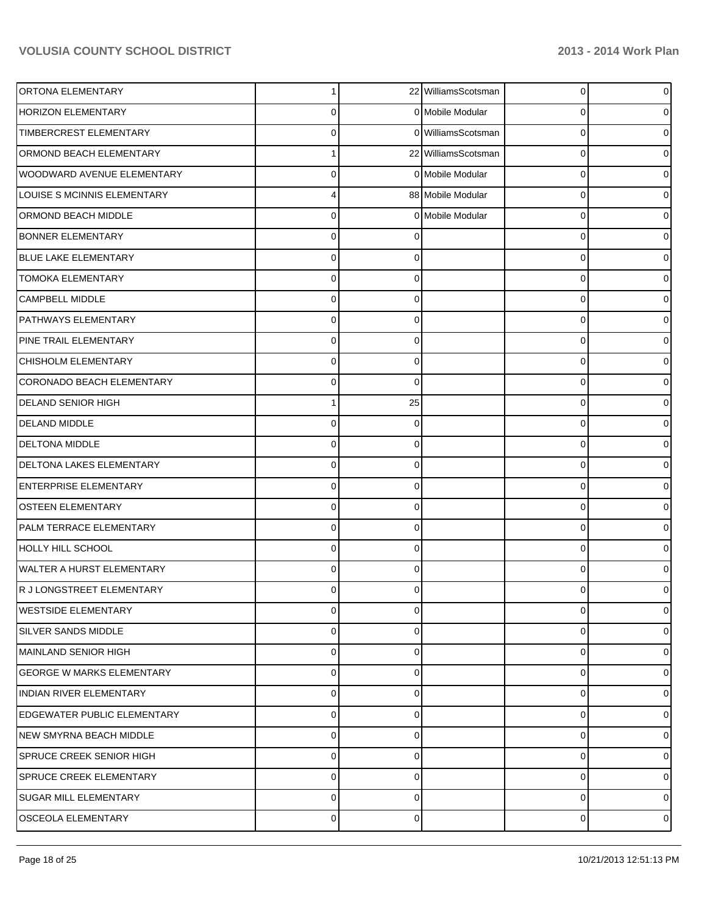| | | | | | |
|---|---|---|---|---|---|
| ORTONA ELEMENTARY | 1 | 22 | WilliamsScotsman | 0 | 0 |
| HORIZON ELEMENTARY | 0 | 0 | Mobile Modular | 0 | 0 |
| TIMBERCREST ELEMENTARY | 0 | 0 | WilliamsScotsman | 0 | 0 |
| ORMOND BEACH ELEMENTARY | 1 | 22 | WilliamsScotsman | 0 | 0 |
| WOODWARD AVENUE ELEMENTARY | 0 | 0 | Mobile Modular | 0 | 0 |
| LOUISE S MCINNIS ELEMENTARY | 4 | 88 | Mobile Modular | 0 | 0 |
| ORMOND BEACH MIDDLE | 0 | 0 | Mobile Modular | 0 | 0 |
| BONNER ELEMENTARY | 0 | 0 | | 0 | 0 |
| BLUE LAKE ELEMENTARY | 0 | 0 | | 0 | 0 |
| TOMOKA ELEMENTARY | 0 | 0 | | 0 | 0 |
| CAMPBELL MIDDLE | 0 | 0 | | 0 | 0 |
| PATHWAYS ELEMENTARY | 0 | 0 | | 0 | 0 |
| PINE TRAIL ELEMENTARY | 0 | 0 | | 0 | 0 |
| CHISHOLM ELEMENTARY | 0 | 0 | | 0 | 0 |
| CORONADO BEACH ELEMENTARY | 0 | 0 | | 0 | 0 |
| DELAND SENIOR HIGH | 1 | 25 | | 0 | 0 |
| DELAND MIDDLE | 0 | 0 | | 0 | 0 |
| DELTONA MIDDLE | 0 | 0 | | 0 | 0 |
| DELTONA LAKES ELEMENTARY | 0 | 0 | | 0 | 0 |
| ENTERPRISE ELEMENTARY | 0 | 0 | | 0 | 0 |
| OSTEEN ELEMENTARY | 0 | 0 | | 0 | 0 |
| PALM TERRACE ELEMENTARY | 0 | 0 | | 0 | 0 |
| HOLLY HILL SCHOOL | 0 | 0 | | 0 | 0 |
| WALTER A HURST ELEMENTARY | 0 | 0 | | 0 | 0 |
| R J LONGSTREET ELEMENTARY | 0 | 0 | | 0 | 0 |
| WESTSIDE ELEMENTARY | 0 | 0 | | 0 | 0 |
| SILVER SANDS MIDDLE | 0 | 0 | | 0 | 0 |
| MAINLAND SENIOR HIGH | 0 | 0 | | 0 | 0 |
| GEORGE W MARKS ELEMENTARY | 0 | 0 | | 0 | 0 |
| INDIAN RIVER ELEMENTARY | 0 | 0 | | 0 | 0 |
| EDGEWATER PUBLIC ELEMENTARY | 0 | 0 | | 0 | 0 |
| NEW SMYRNA BEACH MIDDLE | 0 | 0 | | 0 | 0 |
| SPRUCE CREEK SENIOR HIGH | 0 | 0 | | 0 | 0 |
| SPRUCE CREEK ELEMENTARY | 0 | 0 | | 0 | 0 |
| SUGAR MILL ELEMENTARY | 0 | 0 | | 0 | 0 |
| OSCEOLA ELEMENTARY | 0 | 0 | | 0 | 0 |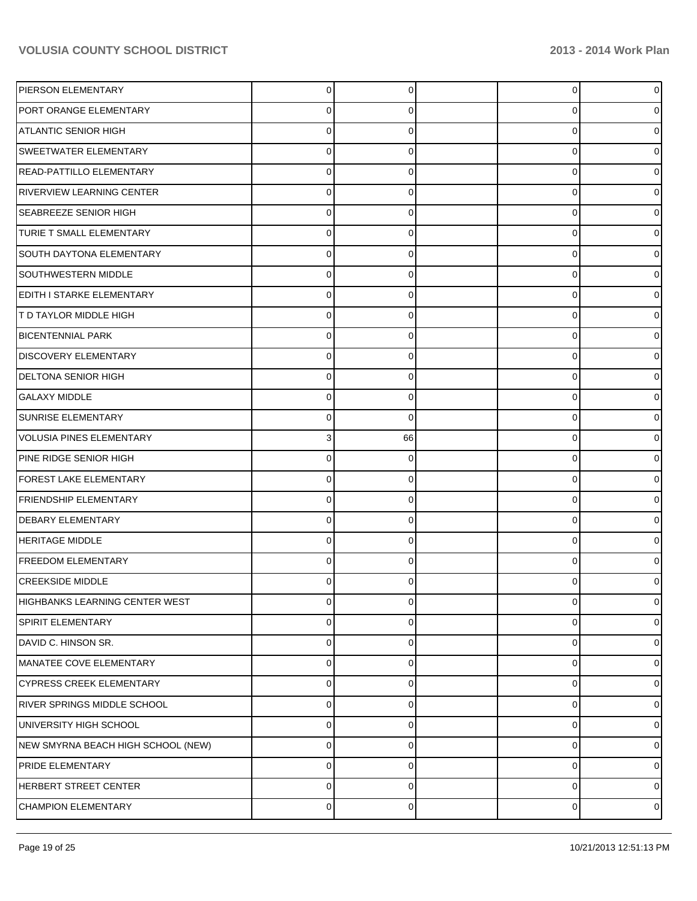| | | | | | |
|---|---|---|---|---|---|
| PIERSON ELEMENTARY | 0 | 0 | | 0 | 0 |
| PORT ORANGE ELEMENTARY | 0 | 0 | | 0 | 0 |
| ATLANTIC SENIOR HIGH | 0 | 0 | | 0 | 0 |
| SWEETWATER ELEMENTARY | 0 | 0 | | 0 | 0 |
| READ-PATTILLO ELEMENTARY | 0 | 0 | | 0 | 0 |
| RIVERVIEW LEARNING CENTER | 0 | 0 | | 0 | 0 |
| SEABREEZE SENIOR HIGH | 0 | 0 | | 0 | 0 |
| TURIE T SMALL ELEMENTARY | 0 | 0 | | 0 | 0 |
| SOUTH DAYTONA ELEMENTARY | 0 | 0 | | 0 | 0 |
| SOUTHWESTERN MIDDLE | 0 | 0 | | 0 | 0 |
| EDITH I STARKE ELEMENTARY | 0 | 0 | | 0 | 0 |
| T D TAYLOR MIDDLE HIGH | 0 | 0 | | 0 | 0 |
| BICENTENNIAL PARK | 0 | 0 | | 0 | 0 |
| DISCOVERY ELEMENTARY | 0 | 0 | | 0 | 0 |
| DELTONA SENIOR HIGH | 0 | 0 | | 0 | 0 |
| GALAXY MIDDLE | 0 | 0 | | 0 | 0 |
| SUNRISE ELEMENTARY | 0 | 0 | | 0 | 0 |
| VOLUSIA PINES ELEMENTARY | 3 | 66 | | 0 | 0 |
| PINE RIDGE SENIOR HIGH | 0 | 0 | | 0 | 0 |
| FOREST LAKE ELEMENTARY | 0 | 0 | | 0 | 0 |
| FRIENDSHIP ELEMENTARY | 0 | 0 | | 0 | 0 |
| DEBARY ELEMENTARY | 0 | 0 | | 0 | 0 |
| HERITAGE MIDDLE | 0 | 0 | | 0 | 0 |
| FREEDOM ELEMENTARY | 0 | 0 | | 0 | 0 |
| CREEKSIDE MIDDLE | 0 | 0 | | 0 | 0 |
| HIGHBANKS LEARNING CENTER WEST | 0 | 0 | | 0 | 0 |
| SPIRIT ELEMENTARY | 0 | 0 | | 0 | 0 |
| DAVID C. HINSON SR. | 0 | 0 | | 0 | 0 |
| MANATEE COVE ELEMENTARY | 0 | 0 | | 0 | 0 |
| CYPRESS CREEK ELEMENTARY | 0 | 0 | | 0 | 0 |
| RIVER SPRINGS MIDDLE SCHOOL | 0 | 0 | | 0 | 0 |
| UNIVERSITY HIGH SCHOOL | 0 | 0 | | 0 | 0 |
| NEW SMYRNA BEACH HIGH SCHOOL (NEW) | 0 | 0 | | 0 | 0 |
| PRIDE ELEMENTARY | 0 | 0 | | 0 | 0 |
| HERBERT STREET CENTER | 0 | 0 | | 0 | 0 |
| CHAMPION ELEMENTARY | 0 | 0 | | 0 | 0 |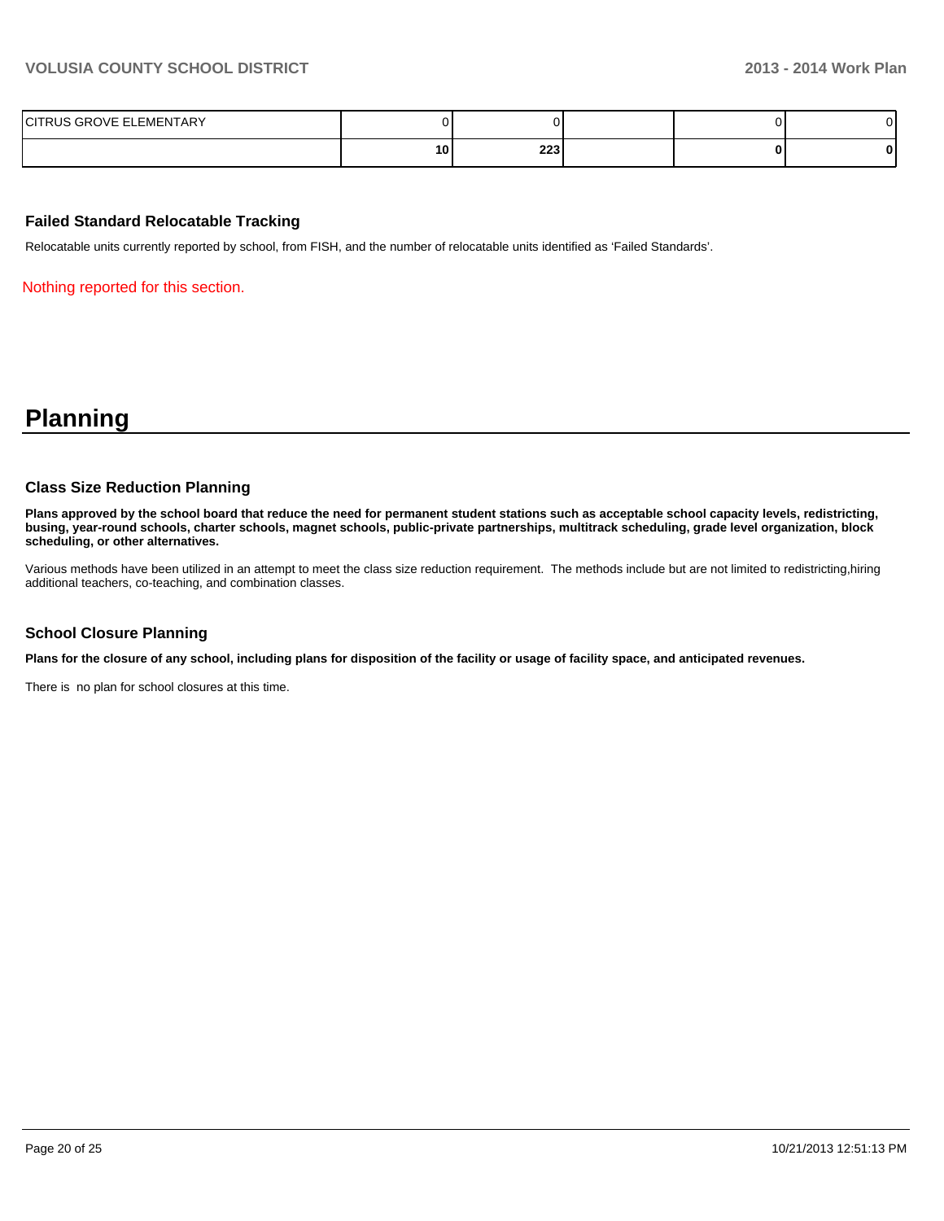| | | | | | |
|---|---|---|---|---|---|
| CITRUS GROVE ELEMENTARY | 0 | 0 | | 0 | 0 |
| | **10** | **223** | | **0** | **0** |

### Failed Standard Relocatable Tracking

Relocatable units currently reported by school, from FISH, and the number of relocatable units identified as 'Failed Standards'.

Nothing reported for this section.

# Planning

### Class Size Reduction Planning

**Plans approved by the school board that reduce the need for permanent student stations such as acceptable school capacity levels, redistricting, busing, year-round schools, charter schools, magnet schools, public-private partnerships, multitrack scheduling, grade level organization, block scheduling, or other alternatives.**

Various methods have been utilized in an attempt to meet the class size reduction requirement. The methods include but are not limited to redistricting,hiring additional teachers, co-teaching, and combination classes.

### School Closure Planning

**Plans for the closure of any school, including plans for disposition of the facility or usage of facility space, and anticipated revenues.**

There is no plan for school closures at this time.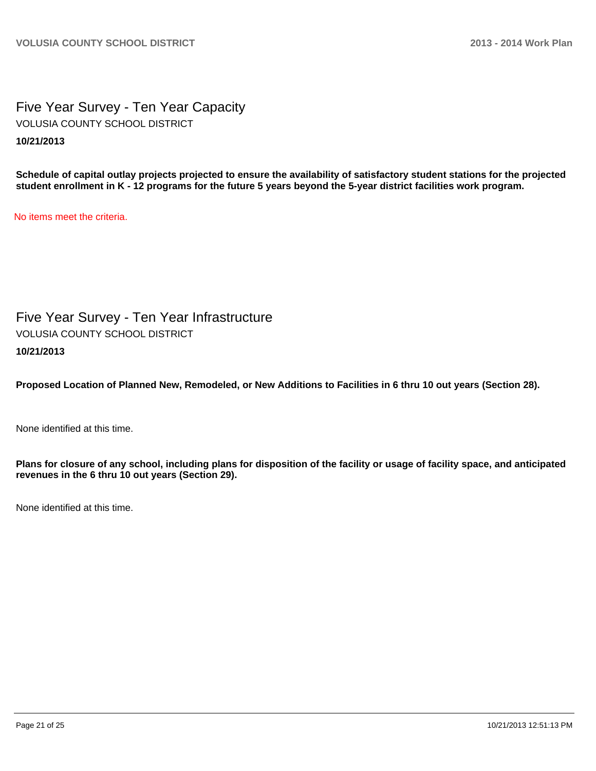# Five Year Survey - Ten Year Capacity

VOLUSIA COUNTY SCHOOL DISTRICT

**10/21/2013**

**Schedule of capital outlay projects projected to ensure the availability of satisfactory student stations for the projected student enrollment in K - 12 programs for the future 5 years beyond the 5-year district facilities work program.**

No items meet the criteria.

# Five Year Survey - Ten Year Infrastructure

VOLUSIA COUNTY SCHOOL DISTRICT

**10/21/2013**

**Proposed Location of Planned New, Remodeled, or New Additions to Facilities in 6 thru 10 out years (Section 28).**

None identified at this time.

**Plans for closure of any school, including plans for disposition of the facility or usage of facility space, and anticipated revenues in the 6 thru 10 out years (Section 29).**

None identified at this time.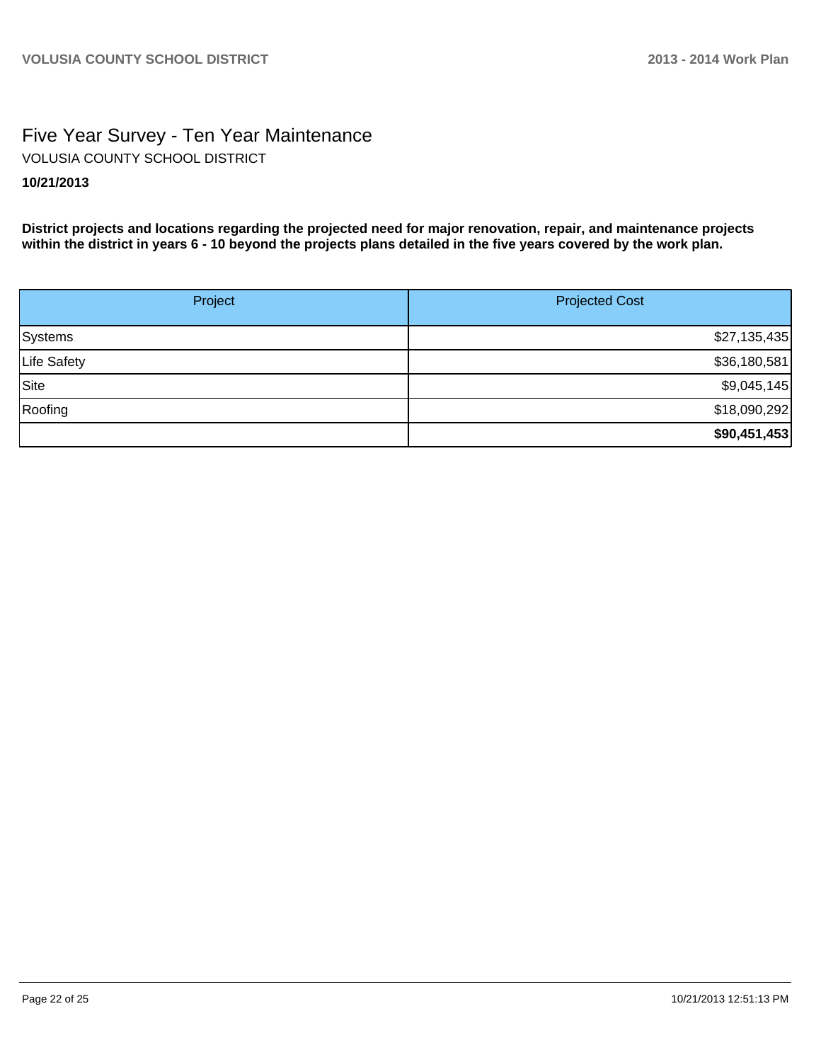# Five Year Survey - Ten Year Maintenance

VOLUSIA COUNTY SCHOOL DISTRICT

**10/21/2013**

**District projects and locations regarding the projected need for major renovation, repair, and maintenance projects within the district in years 6 - 10 beyond the projects plans detailed in the five years covered by the work plan.**

| Project | Projected Cost |
|---|---|
| Systems | $27,135,435 |
| Life Safety | $36,180,581 |
| Site | $9,045,145 |
| Roofing | $18,090,292 |
| | **$90,451,453** |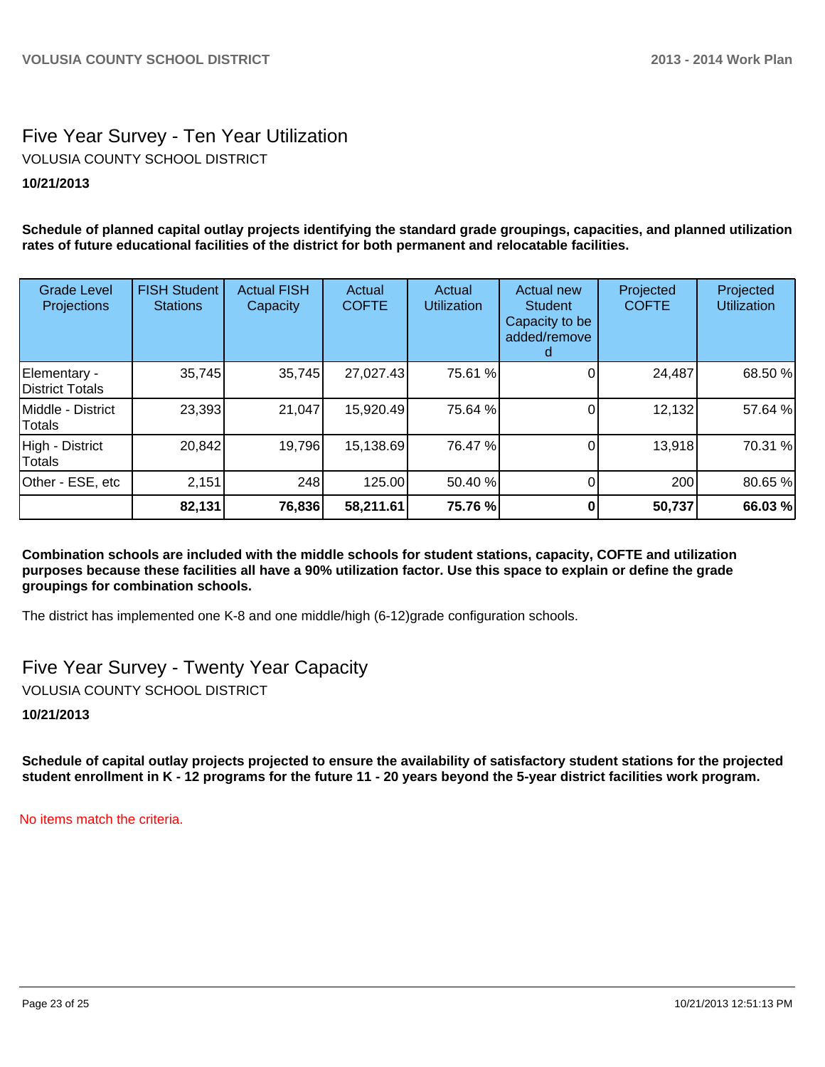# Five Year Survey - Ten Year Utilization

VOLUSIA COUNTY SCHOOL DISTRICT

**10/21/2013**

**Schedule of planned capital outlay projects identifying the standard grade groupings, capacities, and planned utilization rates of future educational facilities of the district for both permanent and relocatable facilities.**

| Grade Level Projections | FISH Student Stations | Actual FISH Capacity | Actual COFTE | Actual Utilization | Actual new Student Capacity to be added/removed | Projected COFTE | Projected Utilization |
|---|---|---|---|---|---|---|---|
| Elementary - District Totals | 35,745 | 35,745 | 27,027.43 | 75.61 % | 0 | 24,487 | 68.50 % |
| Middle - District Totals | 23,393 | 21,047 | 15,920.49 | 75.64 % | 0 | 12,132 | 57.64 % |
| High - District Totals | 20,842 | 19,796 | 15,138.69 | 76.47 % | 0 | 13,918 | 70.31 % |
| Other - ESE, etc | 2,151 | 248 | 125.00 | 50.40 % | 0 | 200 | 80.65 % |
| | **82,131** | **76,836** | **58,211.61** | **75.76 %** | **0** | **50,737** | **66.03 %** |

**Combination schools are included with the middle schools for student stations, capacity, COFTE and utilization purposes because these facilities all have a 90% utilization factor. Use this space to explain or define the grade groupings for combination schools.**

The district has implemented one K-8 and one middle/high (6-12)grade configuration schools.

# Five Year Survey - Twenty Year Capacity

VOLUSIA COUNTY SCHOOL DISTRICT

**10/21/2013**

**Schedule of capital outlay projects projected to ensure the availability of satisfactory student stations for the projected student enrollment in K - 12 programs for the future 11 - 20 years beyond the 5-year district facilities work program.**

No items match the criteria.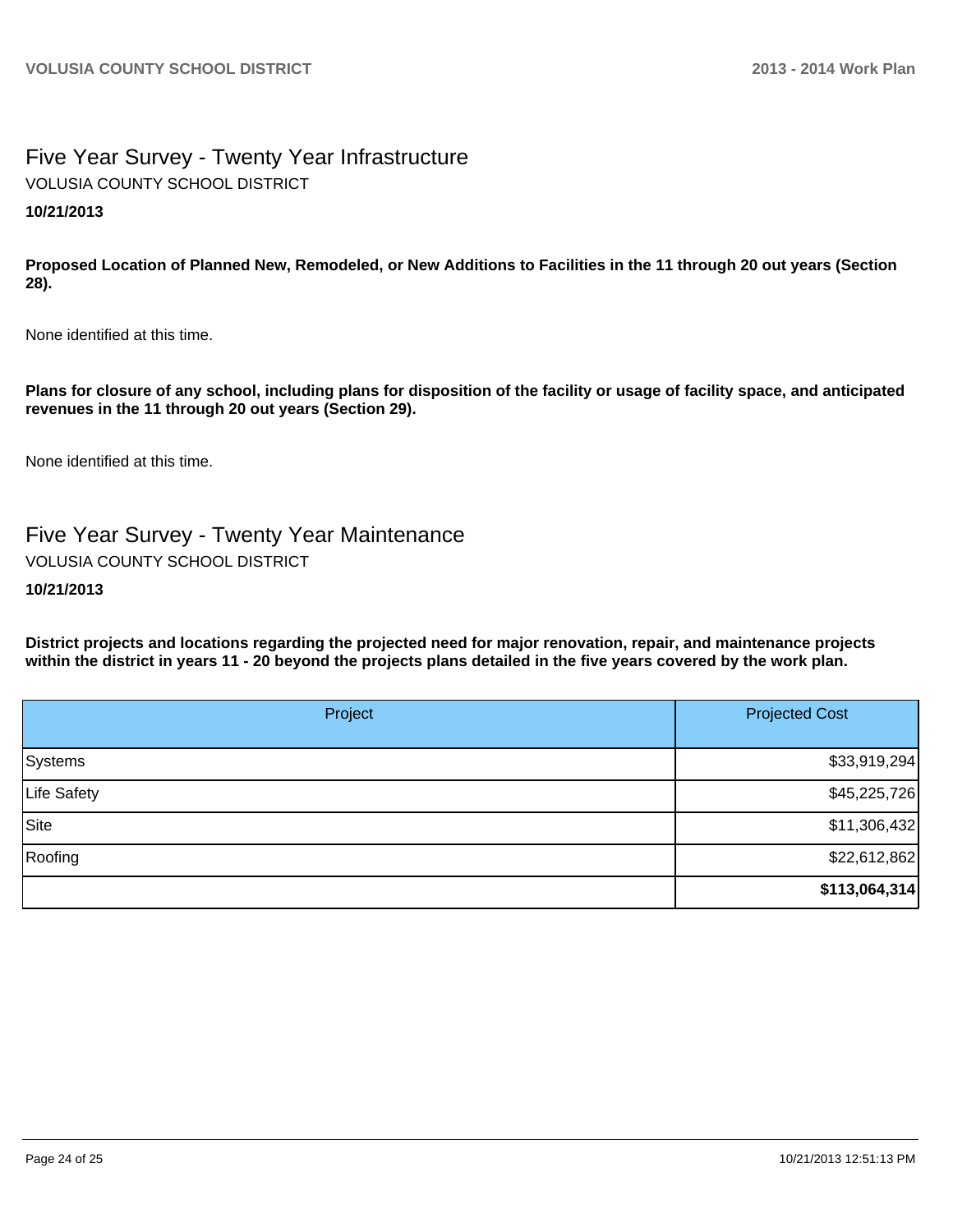# Five Year Survey - Twenty Year Infrastructure

VOLUSIA COUNTY SCHOOL DISTRICT

**10/21/2013**

**Proposed Location of Planned New, Remodeled, or New Additions to Facilities in the 11 through 20 out years (Section 28).**

None identified at this time.

**Plans for closure of any school, including plans for disposition of the facility or usage of facility space, and anticipated revenues in the 11 through 20 out years (Section 29).**

None identified at this time.

# Five Year Survey - Twenty Year Maintenance

VOLUSIA COUNTY SCHOOL DISTRICT

**10/21/2013**

**District projects and locations regarding the projected need for major renovation, repair, and maintenance projects within the district in years 11 - 20 beyond the projects plans detailed in the five years covered by the work plan.**

| Project | Projected Cost |
|---|---:|
| Systems | $33,919,294 |
| Life Safety | $45,225,726 |
| Site | $11,306,432 |
| Roofing | $22,612,862 |
| | **$113,064,314** |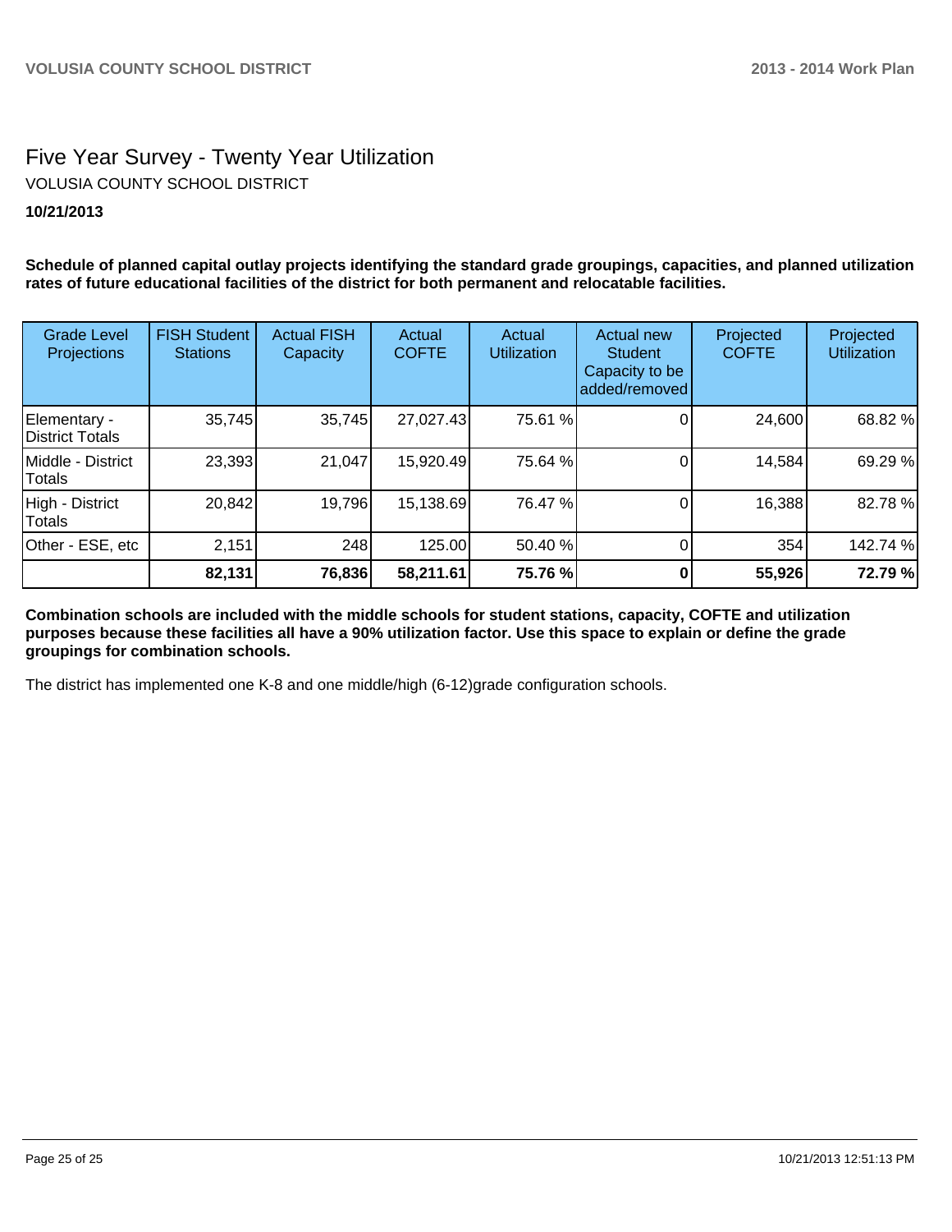# Five Year Survey - Twenty Year Utilization

VOLUSIA COUNTY SCHOOL DISTRICT

**10/21/2013**

**Schedule of planned capital outlay projects identifying the standard grade groupings, capacities, and planned utilization rates of future educational facilities of the district for both permanent and relocatable facilities.**

| Grade Level Projections | FISH Student Stations | Actual FISH Capacity | Actual COFTE | Actual Utilization | Actual new Student Capacity to be added/removed | Projected COFTE | Projected Utilization |
|---|---|---|---|---|---|---|---|
| Elementary - District Totals | 35,745 | 35,745 | 27,027.43 | 75.61 % | 0 | 24,600 | 68.82 % |
| Middle - District Totals | 23,393 | 21,047 | 15,920.49 | 75.64 % | 0 | 14,584 | 69.29 % |
| High - District Totals | 20,842 | 19,796 | 15,138.69 | 76.47 % | 0 | 16,388 | 82.78 % |
| Other - ESE, etc | 2,151 | 248 | 125.00 | 50.40 % | 0 | 354 | 142.74 % |
| | **82,131** | **76,836** | **58,211.61** | **75.76 %** | **0** | **55,926** | **72.79 %** |

**Combination schools are included with the middle schools for student stations, capacity, COFTE and utilization purposes because these facilities all have a 90% utilization factor. Use this space to explain or define the grade groupings for combination schools.**

The district has implemented one K-8 and one middle/high (6-12)grade configuration schools.